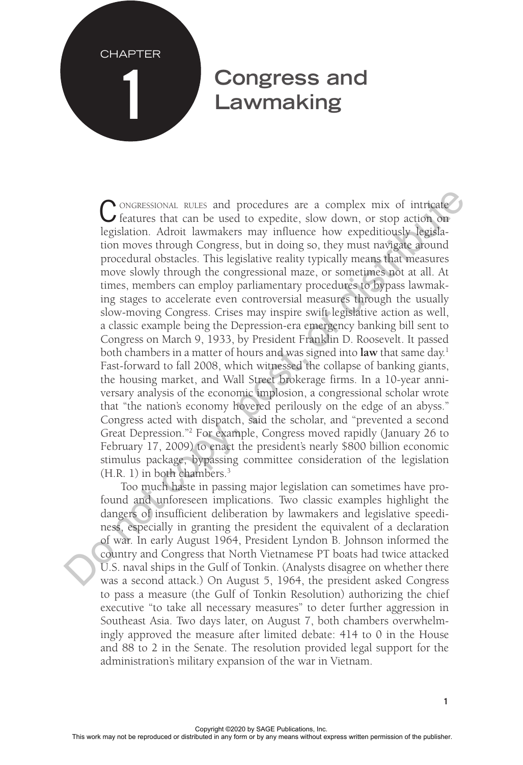# CHAPTER 1

# Congress and Lawmaking

CONGRESSIONAL RULES and procedures are a complex mix of intricate features that can be used to expedite, slow down, or stop action on legislation. Adroit lawmakers may influence how expeditiously legislation moves through Congress, but in doing so, they must navigate around procedural obstacles. This legislative reality typically means that measures move slowly through the congressional maze, or sometimes not at all. At times, members can employ parliamentary procedures to bypass lawmaking stages to accelerate even controversial measures through the usually slow-moving Congress. Crises may inspire swift legislative action as well, a classic example being the Depression-era emergency banking bill sent to Congress on March 9, 1933, by President Franklin D. Roosevelt. It passed both chambers in a matter of hours and was signed into **law** that same day.[1] Fast-forward to fall 2008, which witnessed the collapse of banking giants, the housing market, and Wall Street brokerage firms. In a 10-year anniversary analysis of the economic implosion, a congressional scholar wrote that "the nation's economy hovered perilously on the edge of an abyss." Congress acted with dispatch, said the scholar, and "prevented a second Great Depression."[2] For example, Congress moved rapidly (January 26 to February 17, 2009) to enact the president's nearly $800 billion economic stimulus package, bypassing committee consideration of the legislation (H.R. 1) in both chambers.[3]

Too much haste in passing major legislation can sometimes have profound and unforeseen implications. Two classic examples highlight the dangers of insufficient deliberation by lawmakers and legislative speediness, especially in granting the president the equivalent of a declaration of war. In early August 1964, President Lyndon B. Johnson informed the country and Congress that North Vietnamese PT boats had twice attacked U.S. naval ships in the Gulf of Tonkin. (Analysts disagree on whether there was a second attack.) On August 5, 1964, the president asked Congress to pass a measure (the Gulf of Tonkin Resolution) authorizing the chief executive "to take all necessary measures" to deter further aggression in Southeast Asia. Two days later, on August 7, both chambers overwhelmingly approved the measure after limited debate: 414 to 0 in the House and 88 to 2 in the Senate. The resolution provided legal support for the administration's military expansion of the war in Vietnam.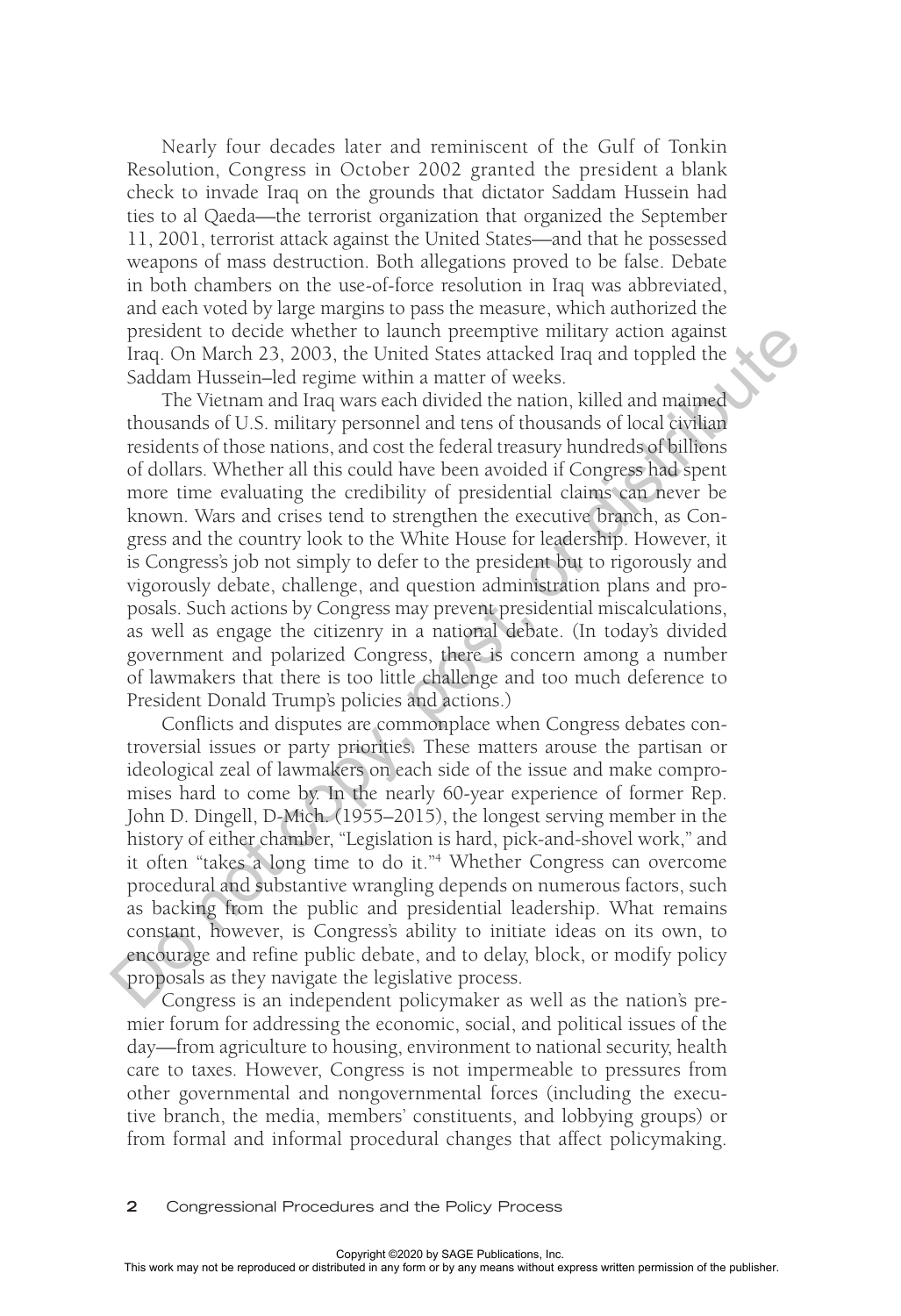Nearly four decades later and reminiscent of the Gulf of Tonkin Resolution, Congress in October 2002 granted the president a blank check to invade Iraq on the grounds that dictator Saddam Hussein had ties to al Qaeda—the terrorist organization that organized the September 11, 2001, terrorist attack against the United States—and that he possessed weapons of mass destruction. Both allegations proved to be false. Debate in both chambers on the use-of-force resolution in Iraq was abbreviated, and each voted by large margins to pass the measure, which authorized the president to decide whether to launch preemptive military action against Iraq. On March 23, 2003, the United States attacked Iraq and toppled the Saddam Hussein–led regime within a matter of weeks.

The Vietnam and Iraq wars each divided the nation, killed and maimed thousands of U.S. military personnel and tens of thousands of local civilian residents of those nations, and cost the federal treasury hundreds of billions of dollars. Whether all this could have been avoided if Congress had spent more time evaluating the credibility of presidential claims can never be known. Wars and crises tend to strengthen the executive branch, as Congress and the country look to the White House for leadership. However, it is Congress's job not simply to defer to the president but to rigorously and vigorously debate, challenge, and question administration plans and proposals. Such actions by Congress may prevent presidential miscalculations, as well as engage the citizenry in a national debate. (In today's divided government and polarized Congress, there is concern among a number of lawmakers that there is too little challenge and too much deference to President Donald Trump's policies and actions.)

Conflicts and disputes are commonplace when Congress debates controversial issues or party priorities. These matters arouse the partisan or ideological zeal of lawmakers on each side of the issue and make compromises hard to come by. In the nearly 60-year experience of former Rep. John D. Dingell, D-Mich. (1955–2015), the longest serving member in the history of either chamber, "Legislation is hard, pick-and-shovel work," and it often "takes a long time to do it."[4] Whether Congress can overcome procedural and substantive wrangling depends on numerous factors, such as backing from the public and presidential leadership. What remains constant, however, is Congress's ability to initiate ideas on its own, to encourage and refine public debate, and to delay, block, or modify policy proposals as they navigate the legislative process.

Congress is an independent policymaker as well as the nation's premier forum for addressing the economic, social, and political issues of the day—from agriculture to housing, environment to national security, health care to taxes. However, Congress is not impermeable to pressures from other governmental and nongovernmental forces (including the executive branch, the media, members' constituents, and lobbying groups) or from formal and informal procedural changes that affect policymaking.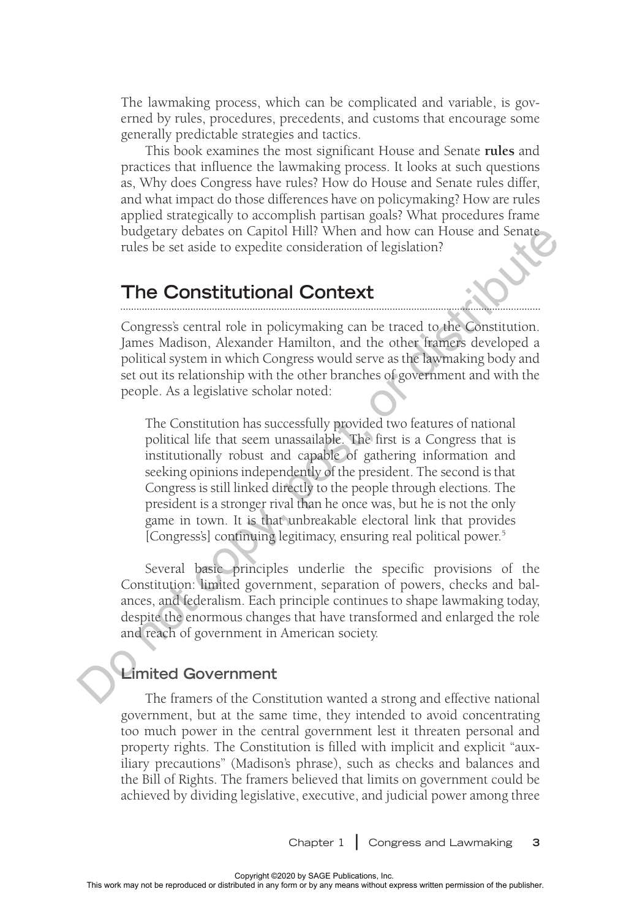The lawmaking process, which can be complicated and variable, is governed by rules, procedures, precedents, and customs that encourage some generally predictable strategies and tactics.

This book examines the most significant House and Senate **rules** and practices that influence the lawmaking process. It looks at such questions as, Why does Congress have rules? How do House and Senate rules differ, and what impact do those differences have on policymaking? How are rules applied strategically to accomplish partisan goals? What procedures frame budgetary debates on Capitol Hill? When and how can House and Senate rules be set aside to expedite consideration of legislation?

## The Constitutional Context

Congress's central role in policymaking can be traced to the Constitution. James Madison, Alexander Hamilton, and the other framers developed a political system in which Congress would serve as the lawmaking body and set out its relationship with the other branches of government and with the people. As a legislative scholar noted:

> The Constitution has successfully provided two features of national political life that seem unassailable. The first is a Congress that is institutionally robust and capable of gathering information and seeking opinions independently of the president. The second is that Congress is still linked directly to the people through elections. The president is a stronger rival than he once was, but he is not the only game in town. It is that unbreakable electoral link that provides [Congress's] continuing legitimacy, ensuring real political power.[5]

Several basic principles underlie the specific provisions of the Constitution: limited government, separation of powers, checks and balances, and federalism. Each principle continues to shape lawmaking today, despite the enormous changes that have transformed and enlarged the role and reach of government in American society.

### Limited Government

The framers of the Constitution wanted a strong and effective national government, but at the same time, they intended to avoid concentrating too much power in the central government lest it threaten personal and property rights. The Constitution is filled with implicit and explicit "auxiliary precautions" (Madison's phrase), such as checks and balances and the Bill of Rights. The framers believed that limits on government could be achieved by dividing legislative, executive, and judicial power among three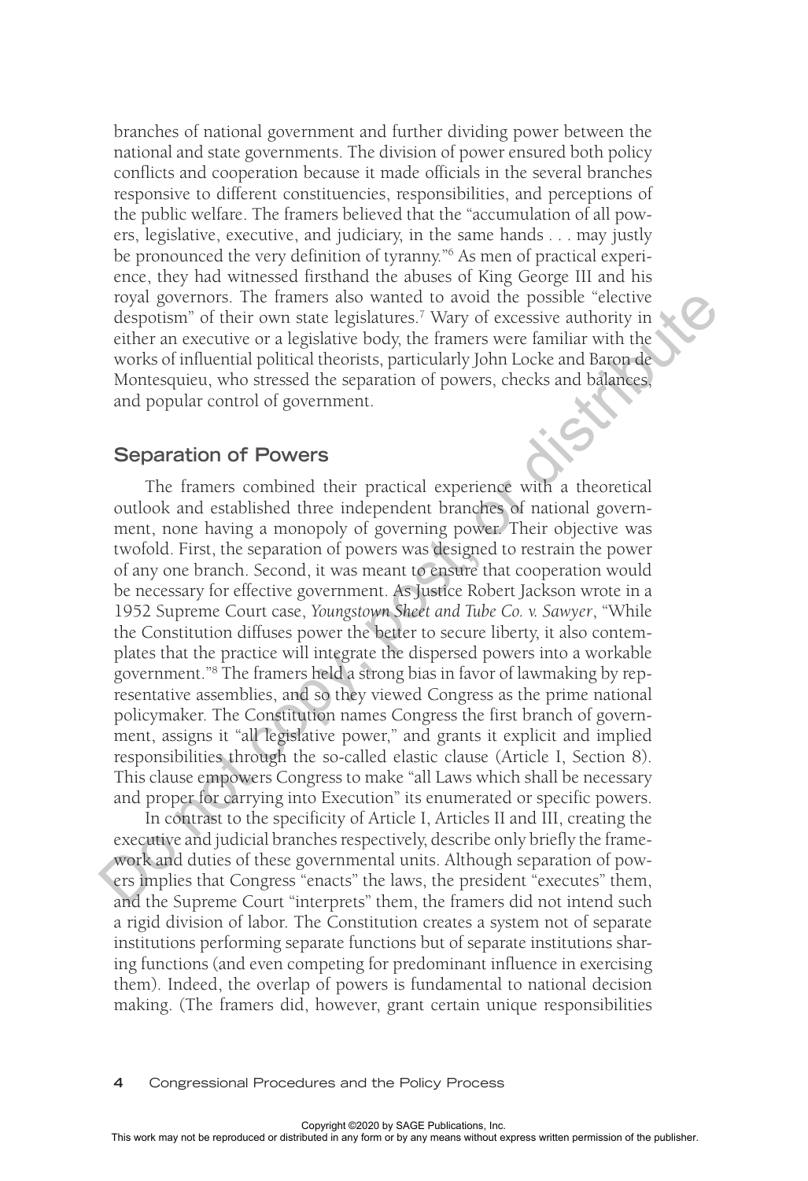branches of national government and further dividing power between the national and state governments. The division of power ensured both policy conflicts and cooperation because it made officials in the several branches responsive to different constituencies, responsibilities, and perceptions of the public welfare. The framers believed that the "accumulation of all powers, legislative, executive, and judiciary, in the same hands . . . may justly be pronounced the very definition of tyranny."[6] As men of practical experience, they had witnessed firsthand the abuses of King George III and his royal governors. The framers also wanted to avoid the possible "elective despotism" of their own state legislatures.[7] Wary of excessive authority in either an executive or a legislative body, the framers were familiar with the works of influential political theorists, particularly John Locke and Baron de Montesquieu, who stressed the separation of powers, checks and balances, and popular control of government.

## Separation of Powers

The framers combined their practical experience with a theoretical outlook and established three independent branches of national government, none having a monopoly of governing power. Their objective was twofold. First, the separation of powers was designed to restrain the power of any one branch. Second, it was meant to ensure that cooperation would be necessary for effective government. As Justice Robert Jackson wrote in a 1952 Supreme Court case, *Youngstown Sheet and Tube Co. v. Sawyer*, "While the Constitution diffuses power the better to secure liberty, it also contemplates that the practice will integrate the dispersed powers into a workable government."[8] The framers held a strong bias in favor of lawmaking by representative assemblies, and so they viewed Congress as the prime national policymaker. The Constitution names Congress the first branch of government, assigns it "all legislative power," and grants it explicit and implied responsibilities through the so-called elastic clause (Article I, Section 8). This clause empowers Congress to make "all Laws which shall be necessary and proper for carrying into Execution" its enumerated or specific powers.

In contrast to the specificity of Article I, Articles II and III, creating the executive and judicial branches respectively, describe only briefly the framework and duties of these governmental units. Although separation of powers implies that Congress "enacts" the laws, the president "executes" them, and the Supreme Court "interprets" them, the framers did not intend such a rigid division of labor. The Constitution creates a system not of separate institutions performing separate functions but of separate institutions sharing functions (and even competing for predominant influence in exercising them). Indeed, the overlap of powers is fundamental to national decision making. (The framers did, however, grant certain unique responsibilities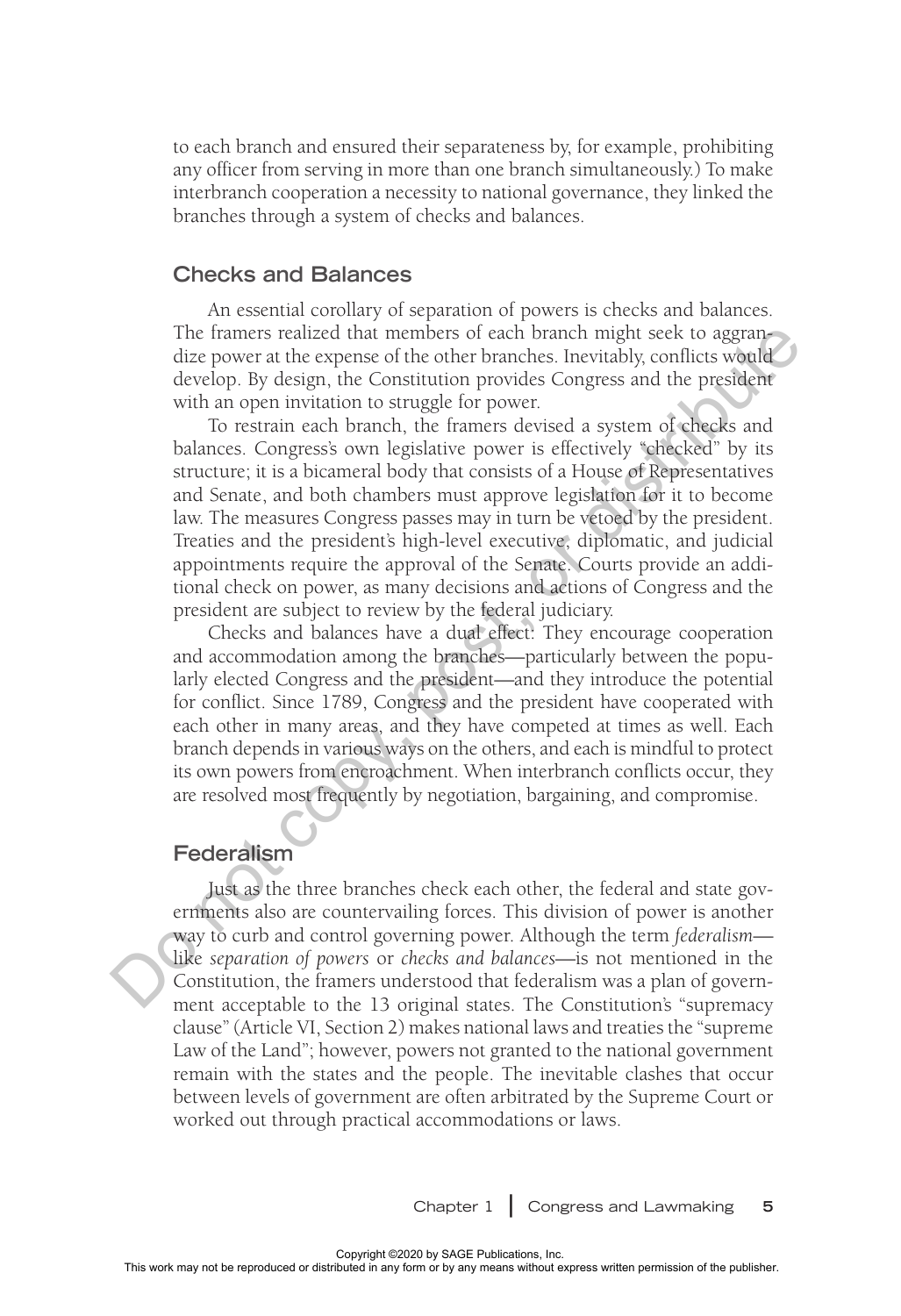to each branch and ensured their separateness by, for example, prohibiting any officer from serving in more than one branch simultaneously.) To make interbranch cooperation a necessity to national governance, they linked the branches through a system of checks and balances.

## Checks and Balances

An essential corollary of separation of powers is checks and balances. The framers realized that members of each branch might seek to aggrandize power at the expense of the other branches. Inevitably, conflicts would develop. By design, the Constitution provides Congress and the president with an open invitation to struggle for power.

To restrain each branch, the framers devised a system of checks and balances. Congress's own legislative power is effectively "checked" by its structure; it is a bicameral body that consists of a House of Representatives and Senate, and both chambers must approve legislation for it to become law. The measures Congress passes may in turn be vetoed by the president. Treaties and the president's high-level executive, diplomatic, and judicial appointments require the approval of the Senate. Courts provide an additional check on power, as many decisions and actions of Congress and the president are subject to review by the federal judiciary.

Checks and balances have a dual effect: They encourage cooperation and accommodation among the branches—particularly between the popularly elected Congress and the president—and they introduce the potential for conflict. Since 1789, Congress and the president have cooperated with each other in many areas, and they have competed at times as well. Each branch depends in various ways on the others, and each is mindful to protect its own powers from encroachment. When interbranch conflicts occur, they are resolved most frequently by negotiation, bargaining, and compromise.

## Federalism

Just as the three branches check each other, the federal and state governments also are countervailing forces. This division of power is another way to curb and control governing power. Although the term *federalism*—like *separation of powers* or *checks and balances*—is not mentioned in the Constitution, the framers understood that federalism was a plan of government acceptable to the 13 original states. The Constitution's "supremacy clause" (Article VI, Section 2) makes national laws and treaties the "supreme Law of the Land"; however, powers not granted to the national government remain with the states and the people. The inevitable clashes that occur between levels of government are often arbitrated by the Supreme Court or worked out through practical accommodations or laws.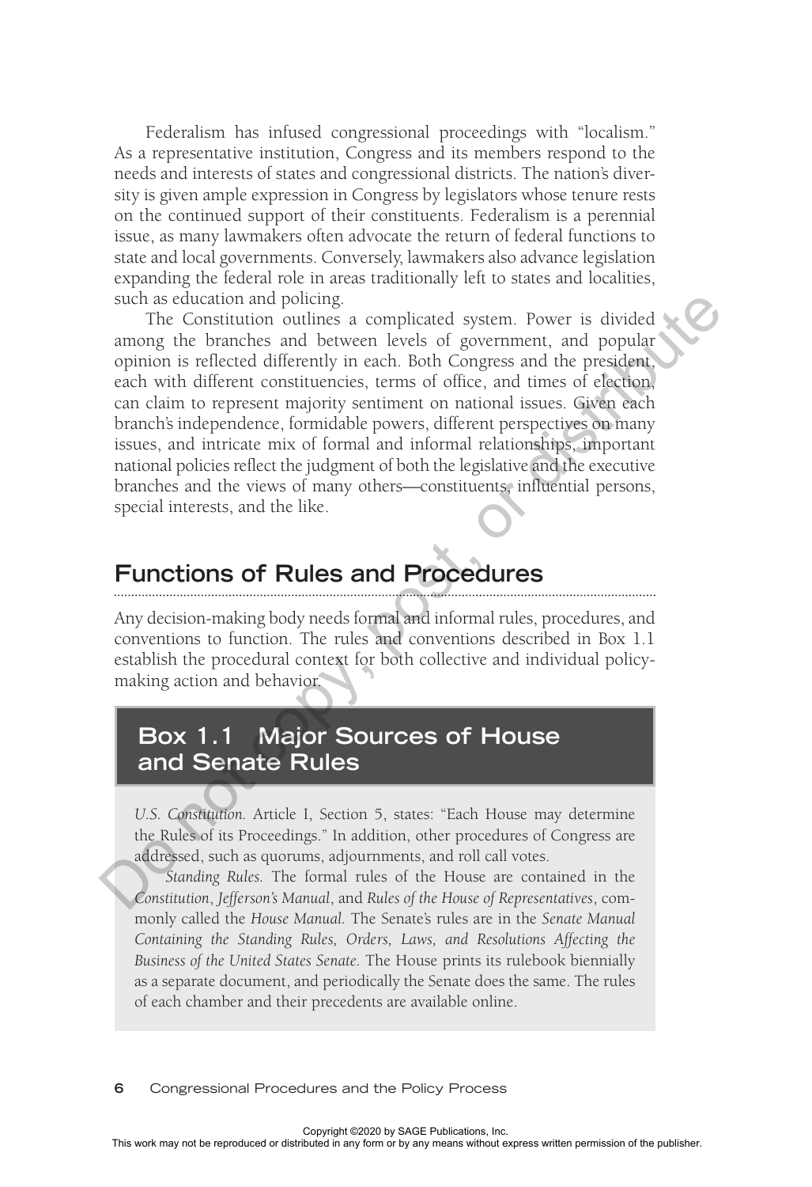Federalism has infused congressional proceedings with "localism." As a representative institution, Congress and its members respond to the needs and interests of states and congressional districts. The nation's diversity is given ample expression in Congress by legislators whose tenure rests on the continued support of their constituents. Federalism is a perennial issue, as many lawmakers often advocate the return of federal functions to state and local governments. Conversely, lawmakers also advance legislation expanding the federal role in areas traditionally left to states and localities, such as education and policing.

The Constitution outlines a complicated system. Power is divided among the branches and between levels of government, and popular opinion is reflected differently in each. Both Congress and the president, each with different constituencies, terms of office, and times of election, can claim to represent majority sentiment on national issues. Given each branch's independence, formidable powers, different perspectives on many issues, and intricate mix of formal and informal relationships, important national policies reflect the judgment of both the legislative and the executive branches and the views of many others—constituents, influential persons, special interests, and the like.

## Functions of Rules and Procedures

Any decision-making body needs formal and informal rules, procedures, and conventions to function. The rules and conventions described in Box 1.1 establish the procedural context for both collective and individual policymaking action and behavior.

### Box 1.1 Major Sources of House and Senate Rules

*U.S. Constitution.* Article I, Section 5, states: "Each House may determine the Rules of its Proceedings." In addition, other procedures of Congress are addressed, such as quorums, adjournments, and roll call votes.

*Standing Rules.* The formal rules of the House are contained in the *Constitution*, *Jefferson's Manual*, and *Rules of the House of Representatives*, commonly called the *House Manual*. The Senate's rules are in the *Senate Manual Containing the Standing Rules, Orders, Laws, and Resolutions Affecting the Business of the United States Senate*. The House prints its rulebook biennially as a separate document, and periodically the Senate does the same. The rules of each chamber and their precedents are available online.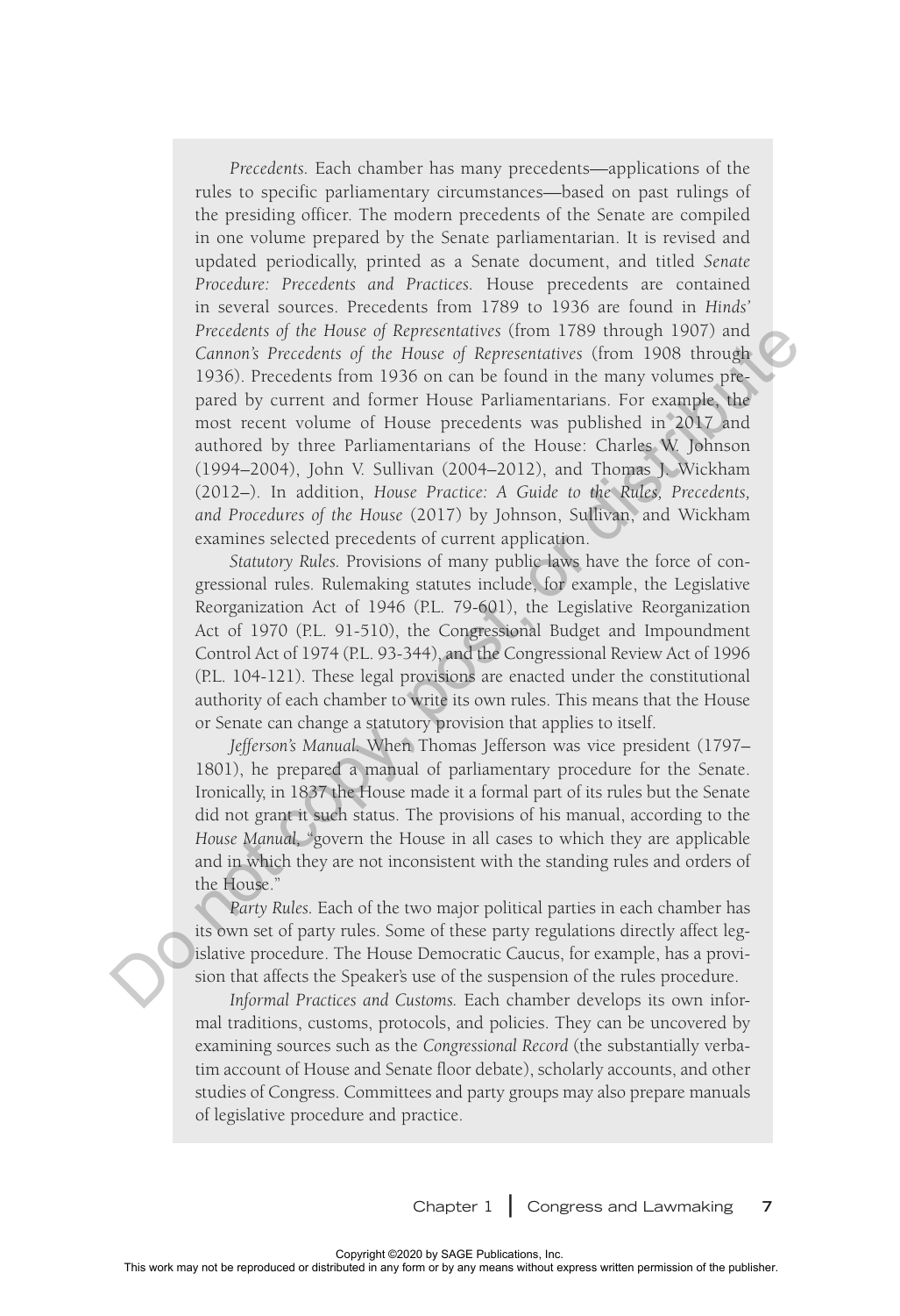*Precedents.* Each chamber has many precedents—applications of the rules to specific parliamentary circumstances—based on past rulings of the presiding officer. The modern precedents of the Senate are compiled in one volume prepared by the Senate parliamentarian. It is revised and updated periodically, printed as a Senate document, and titled *Senate Procedure: Precedents and Practices.* House precedents are contained in several sources. Precedents from 1789 to 1936 are found in *Hinds' Precedents of the House of Representatives* (from 1789 through 1907) and *Cannon's Precedents of the House of Representatives* (from 1908 through 1936). Precedents from 1936 on can be found in the many volumes prepared by current and former House Parliamentarians. For example, the most recent volume of House precedents was published in 2017 and authored by three Parliamentarians of the House: Charles W. Johnson (1994–2004), John V. Sullivan (2004–2012), and Thomas J. Wickham (2012–). In addition, *House Practice: A Guide to the Rules, Precedents, and Procedures of the House* (2017) by Johnson, Sullivan, and Wickham examines selected precedents of current application.

*Statutory Rules.* Provisions of many public laws have the force of congressional rules. Rulemaking statutes include, for example, the Legislative Reorganization Act of 1946 (P.L. 79-601), the Legislative Reorganization Act of 1970 (P.L. 91-510), the Congressional Budget and Impoundment Control Act of 1974 (P.L. 93-344), and the Congressional Review Act of 1996 (P.L. 104-121). These legal provisions are enacted under the constitutional authority of each chamber to write its own rules. This means that the House or Senate can change a statutory provision that applies to itself.

*Jefferson's Manual.* When Thomas Jefferson was vice president (1797–1801), he prepared a manual of parliamentary procedure for the Senate. Ironically, in 1837 the House made it a formal part of its rules but the Senate did not grant it such status. The provisions of his manual, according to the *House Manual,* "govern the House in all cases to which they are applicable and in which they are not inconsistent with the standing rules and orders of the House."

*Party Rules.* Each of the two major political parties in each chamber has its own set of party rules. Some of these party regulations directly affect legislative procedure. The House Democratic Caucus, for example, has a provision that affects the Speaker's use of the suspension of the rules procedure.

*Informal Practices and Customs.* Each chamber develops its own informal traditions, customs, protocols, and policies. They can be uncovered by examining sources such as the *Congressional Record* (the substantially verbatim account of House and Senate floor debate), scholarly accounts, and other studies of Congress. Committees and party groups may also prepare manuals of legislative procedure and practice.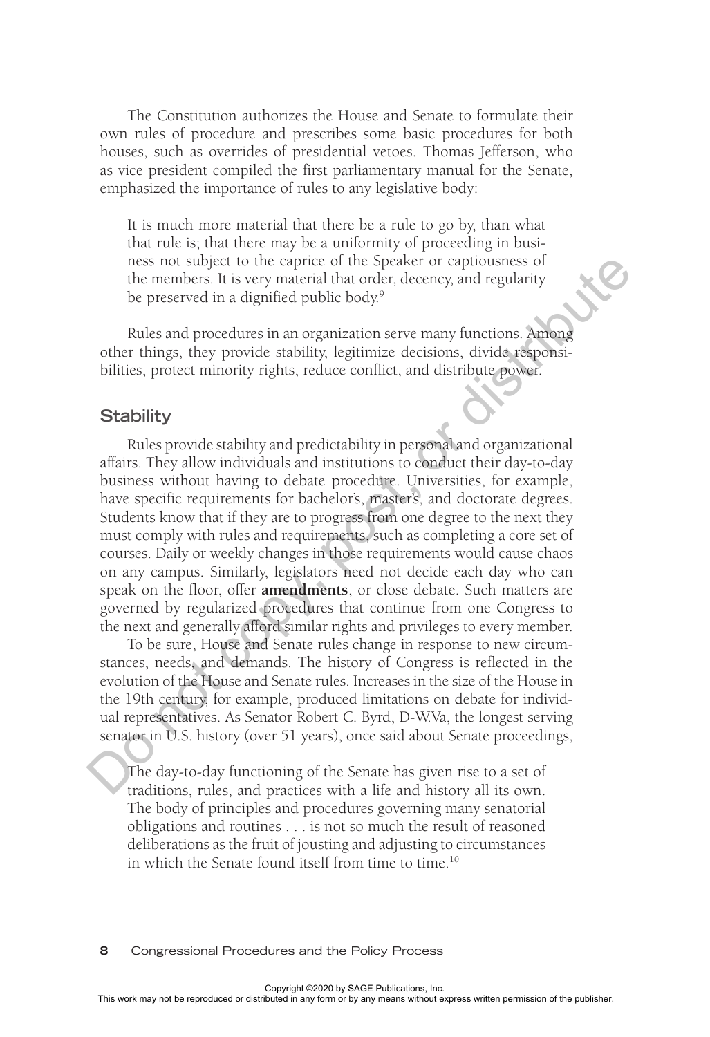The Constitution authorizes the House and Senate to formulate their own rules of procedure and prescribes some basic procedures for both houses, such as overrides of presidential vetoes. Thomas Jefferson, who as vice president compiled the first parliamentary manual for the Senate, emphasized the importance of rules to any legislative body:

> It is much more material that there be a rule to go by, than what that rule is; that there may be a uniformity of proceeding in business not subject to the caprice of the Speaker or captiousness of the members. It is very material that order, decency, and regularity be preserved in a dignified public body.[9]

Rules and procedures in an organization serve many functions. Among other things, they provide stability, legitimize decisions, divide responsibilities, protect minority rights, reduce conflict, and distribute power.

## Stability

Rules provide stability and predictability in personal and organizational affairs. They allow individuals and institutions to conduct their day-to-day business without having to debate procedure. Universities, for example, have specific requirements for bachelor's, master's, and doctorate degrees. Students know that if they are to progress from one degree to the next they must comply with rules and requirements, such as completing a core set of courses. Daily or weekly changes in those requirements would cause chaos on any campus. Similarly, legislators need not decide each day who can speak on the floor, offer **amendments**, or close debate. Such matters are governed by regularized procedures that continue from one Congress to the next and generally afford similar rights and privileges to every member.

To be sure, House and Senate rules change in response to new circumstances, needs, and demands. The history of Congress is reflected in the evolution of the House and Senate rules. Increases in the size of the House in the 19th century, for example, produced limitations on debate for individual representatives. As Senator Robert C. Byrd, D-W.Va, the longest serving senator in U.S. history (over 51 years), once said about Senate proceedings,

> The day-to-day functioning of the Senate has given rise to a set of traditions, rules, and practices with a life and history all its own. The body of principles and procedures governing many senatorial obligations and routines . . . is not so much the result of reasoned deliberations as the fruit of jousting and adjusting to circumstances in which the Senate found itself from time to time.[10]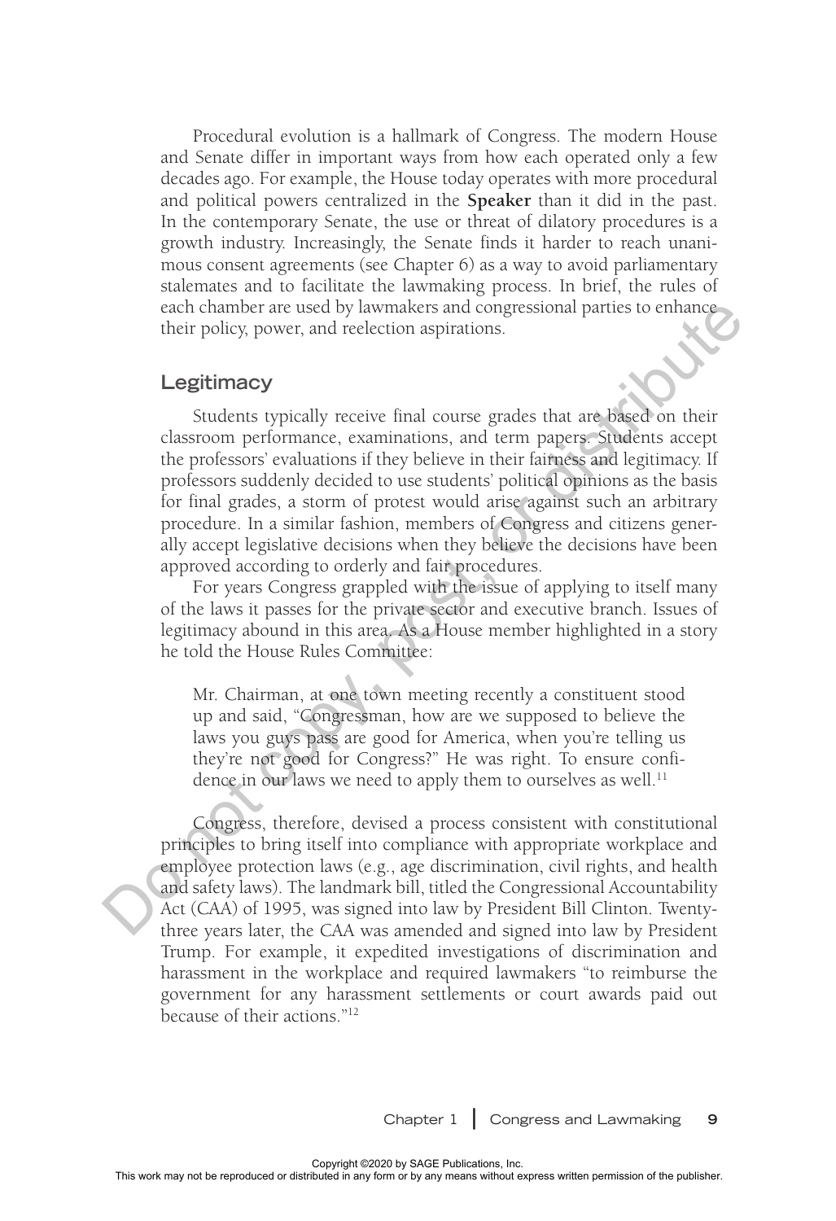Procedural evolution is a hallmark of Congress. The modern House and Senate differ in important ways from how each operated only a few decades ago. For example, the House today operates with more procedural and political powers centralized in the **Speaker** than it did in the past. In the contemporary Senate, the use or threat of dilatory procedures is a growth industry. Increasingly, the Senate finds it harder to reach unanimous consent agreements (see Chapter 6) as a way to avoid parliamentary stalemates and to facilitate the lawmaking process. In brief, the rules of each chamber are used by lawmakers and congressional parties to enhance their policy, power, and reelection aspirations.

## Legitimacy

Students typically receive final course grades that are based on their classroom performance, examinations, and term papers. Students accept the professors' evaluations if they believe in their fairness and legitimacy. If professors suddenly decided to use students' political opinions as the basis for final grades, a storm of protest would arise against such an arbitrary procedure. In a similar fashion, members of Congress and citizens generally accept legislative decisions when they believe the decisions have been approved according to orderly and fair procedures.

For years Congress grappled with the issue of applying to itself many of the laws it passes for the private sector and executive branch. Issues of legitimacy abound in this area. As a House member highlighted in a story he told the House Rules Committee:

> Mr. Chairman, at one town meeting recently a constituent stood up and said, "Congressman, how are we supposed to believe the laws you guys pass are good for America, when you're telling us they're not good for Congress?" He was right. To ensure confidence in our laws we need to apply them to ourselves as well.[11]

Congress, therefore, devised a process consistent with constitutional principles to bring itself into compliance with appropriate workplace and employee protection laws (e.g., age discrimination, civil rights, and health and safety laws). The landmark bill, titled the Congressional Accountability Act (CAA) of 1995, was signed into law by President Bill Clinton. Twenty-three years later, the CAA was amended and signed into law by President Trump. For example, it expedited investigations of discrimination and harassment in the workplace and required lawmakers "to reimburse the government for any harassment settlements or court awards paid out because of their actions."[12]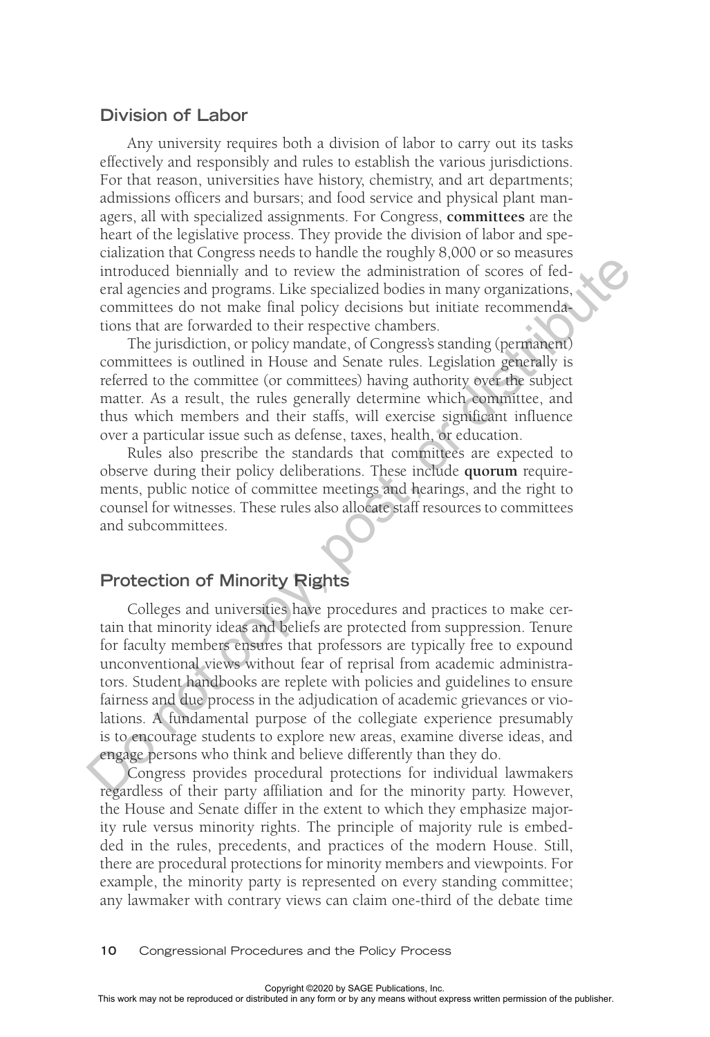## Division of Labor

Any university requires both a division of labor to carry out its tasks effectively and responsibly and rules to establish the various jurisdictions. For that reason, universities have history, chemistry, and art departments; admissions officers and bursars; and food service and physical plant managers, all with specialized assignments. For Congress, **committees** are the heart of the legislative process. They provide the division of labor and specialization that Congress needs to handle the roughly 8,000 or so measures introduced biennially and to review the administration of scores of federal agencies and programs. Like specialized bodies in many organizations, committees do not make final policy decisions but initiate recommendations that are forwarded to their respective chambers.

The jurisdiction, or policy mandate, of Congress's standing (permanent) committees is outlined in House and Senate rules. Legislation generally is referred to the committee (or committees) having authority over the subject matter. As a result, the rules generally determine which committee, and thus which members and their staffs, will exercise significant influence over a particular issue such as defense, taxes, health, or education.

Rules also prescribe the standards that committees are expected to observe during their policy deliberations. These include **quorum** requirements, public notice of committee meetings and hearings, and the right to counsel for witnesses. These rules also allocate staff resources to committees and subcommittees.

## Protection of Minority Rights

Colleges and universities have procedures and practices to make certain that minority ideas and beliefs are protected from suppression. Tenure for faculty members ensures that professors are typically free to expound unconventional views without fear of reprisal from academic administrators. Student handbooks are replete with policies and guidelines to ensure fairness and due process in the adjudication of academic grievances or violations. A fundamental purpose of the collegiate experience presumably is to encourage students to explore new areas, examine diverse ideas, and engage persons who think and believe differently than they do.

Congress provides procedural protections for individual lawmakers regardless of their party affiliation and for the minority party. However, the House and Senate differ in the extent to which they emphasize majority rule versus minority rights. The principle of majority rule is embedded in the rules, precedents, and practices of the modern House. Still, there are procedural protections for minority members and viewpoints. For example, the minority party is represented on every standing committee; any lawmaker with contrary views can claim one-third of the debate time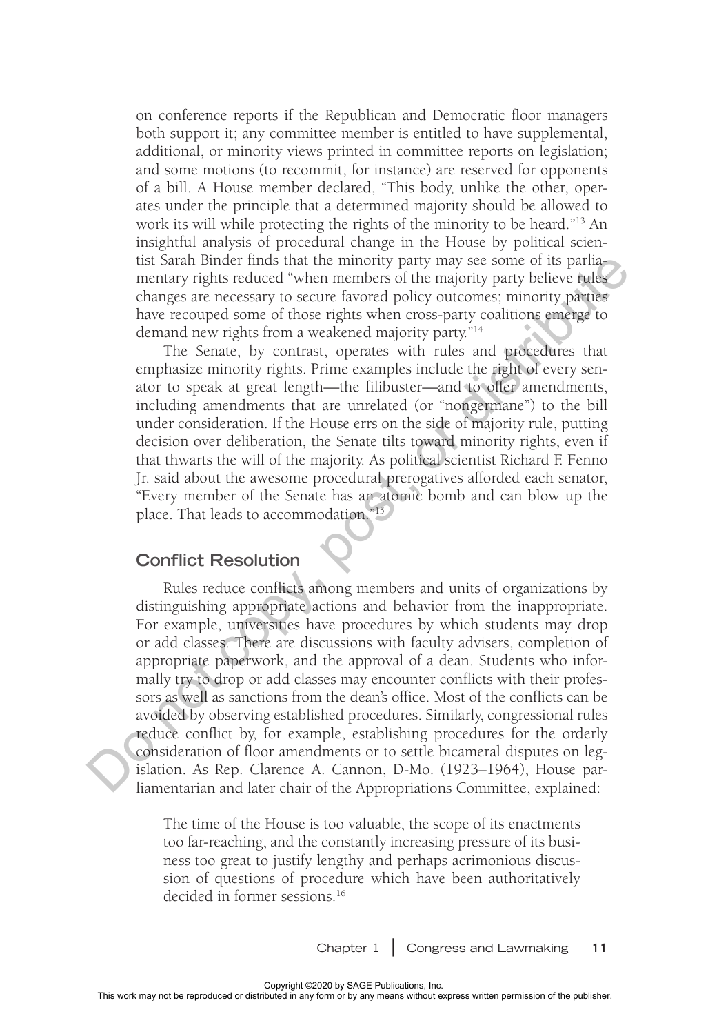on conference reports if the Republican and Democratic floor managers both support it; any committee member is entitled to have supplemental, additional, or minority views printed in committee reports on legislation; and some motions (to recommit, for instance) are reserved for opponents of a bill. A House member declared, "This body, unlike the other, operates under the principle that a determined majority should be allowed to work its will while protecting the rights of the minority to be heard."[13] An insightful analysis of procedural change in the House by political scientist Sarah Binder finds that the minority party may see some of its parliamentary rights reduced "when members of the majority party believe rules changes are necessary to secure favored policy outcomes; minority parties have recouped some of those rights when cross-party coalitions emerge to demand new rights from a weakened majority party."[14]

The Senate, by contrast, operates with rules and procedures that emphasize minority rights. Prime examples include the right of every senator to speak at great length—the filibuster—and to offer amendments, including amendments that are unrelated (or "nongermane") to the bill under consideration. If the House errs on the side of majority rule, putting decision over deliberation, the Senate tilts toward minority rights, even if that thwarts the will of the majority. As political scientist Richard F. Fenno Jr. said about the awesome procedural prerogatives afforded each senator, "Every member of the Senate has an atomic bomb and can blow up the place. That leads to accommodation."[15]

## Conflict Resolution

Rules reduce conflicts among members and units of organizations by distinguishing appropriate actions and behavior from the inappropriate. For example, universities have procedures by which students may drop or add classes. There are discussions with faculty advisers, completion of appropriate paperwork, and the approval of a dean. Students who informally try to drop or add classes may encounter conflicts with their professors as well as sanctions from the dean's office. Most of the conflicts can be avoided by observing established procedures. Similarly, congressional rules reduce conflict by, for example, establishing procedures for the orderly consideration of floor amendments or to settle bicameral disputes on legislation. As Rep. Clarence A. Cannon, D-Mo. (1923–1964), House parliamentarian and later chair of the Appropriations Committee, explained:

> The time of the House is too valuable, the scope of its enactments too far-reaching, and the constantly increasing pressure of its business too great to justify lengthy and perhaps acrimonious discussion of questions of procedure which have been authoritatively decided in former sessions.[16]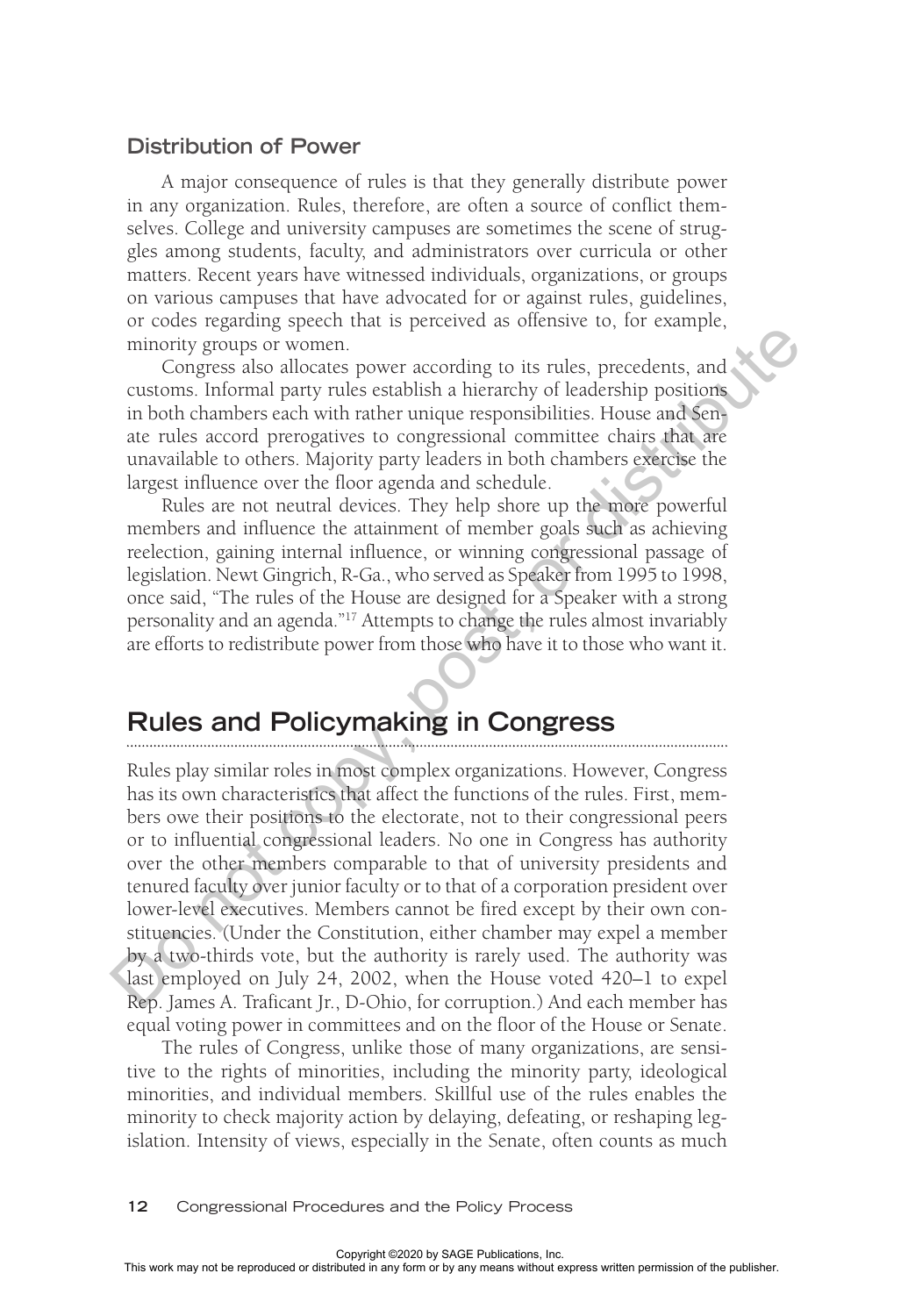### Distribution of Power

A major consequence of rules is that they generally distribute power in any organization. Rules, therefore, are often a source of conflict themselves. College and university campuses are sometimes the scene of struggles among students, faculty, and administrators over curricula or other matters. Recent years have witnessed individuals, organizations, or groups on various campuses that have advocated for or against rules, guidelines, or codes regarding speech that is perceived as offensive to, for example, minority groups or women.

Congress also allocates power according to its rules, precedents, and customs. Informal party rules establish a hierarchy of leadership positions in both chambers each with rather unique responsibilities. House and Senate rules accord prerogatives to congressional committee chairs that are unavailable to others. Majority party leaders in both chambers exercise the largest influence over the floor agenda and schedule.

Rules are not neutral devices. They help shore up the more powerful members and influence the attainment of member goals such as achieving reelection, gaining internal influence, or winning congressional passage of legislation. Newt Gingrich, R-Ga., who served as Speaker from 1995 to 1998, once said, "The rules of the House are designed for a Speaker with a strong personality and an agenda."[17] Attempts to change the rules almost invariably are efforts to redistribute power from those who have it to those who want it.

## Rules and Policymaking in Congress

Rules play similar roles in most complex organizations. However, Congress has its own characteristics that affect the functions of the rules. First, members owe their positions to the electorate, not to their congressional peers or to influential congressional leaders. No one in Congress has authority over the other members comparable to that of university presidents and tenured faculty over junior faculty or to that of a corporation president over lower-level executives. Members cannot be fired except by their own constituencies. (Under the Constitution, either chamber may expel a member by a two-thirds vote, but the authority is rarely used. The authority was last employed on July 24, 2002, when the House voted 420–1 to expel Rep. James A. Traficant Jr., D-Ohio, for corruption.) And each member has equal voting power in committees and on the floor of the House or Senate.

The rules of Congress, unlike those of many organizations, are sensitive to the rights of minorities, including the minority party, ideological minorities, and individual members. Skillful use of the rules enables the minority to check majority action by delaying, defeating, or reshaping legislation. Intensity of views, especially in the Senate, often counts as much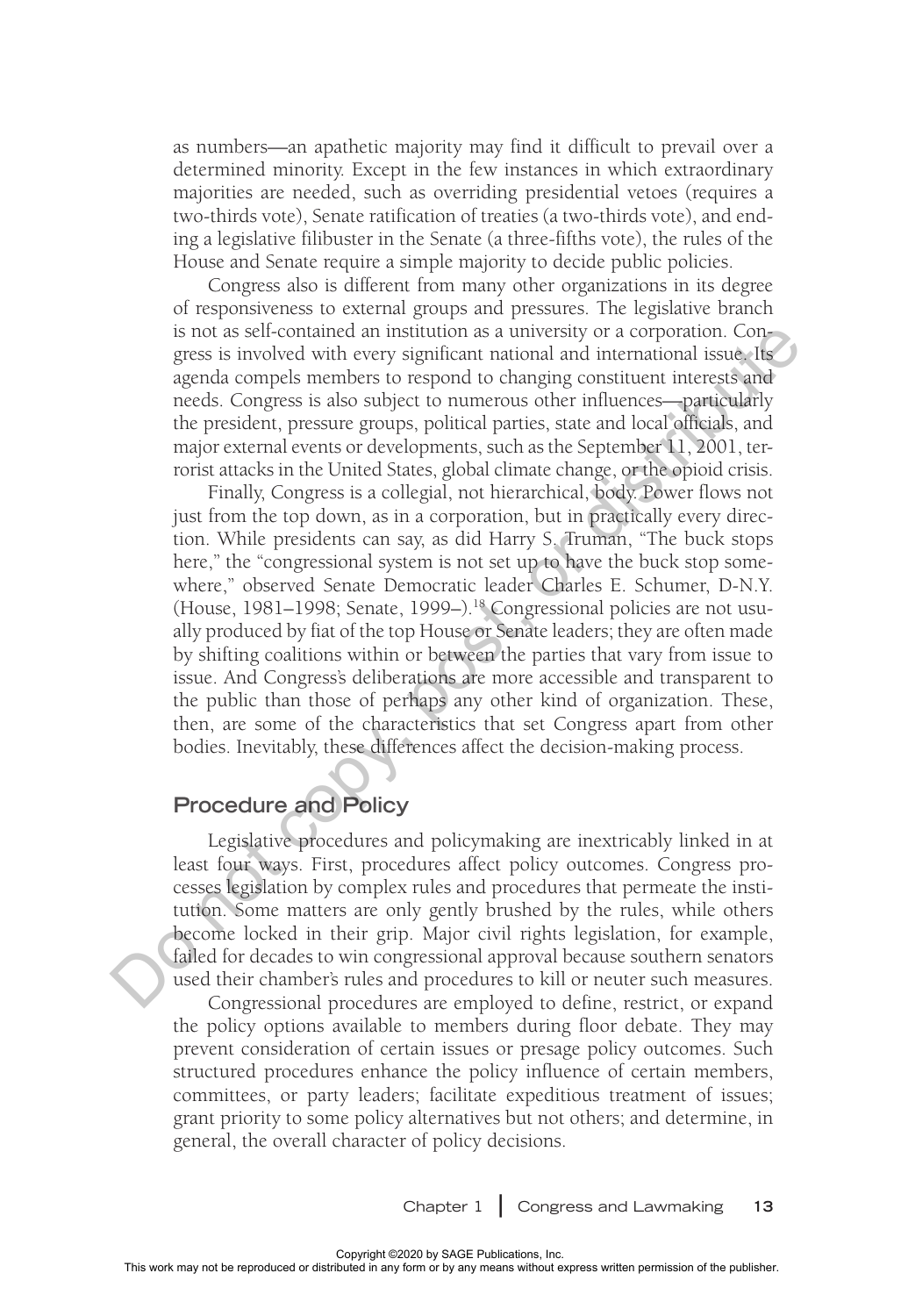as numbers—an apathetic majority may find it difficult to prevail over a determined minority. Except in the few instances in which extraordinary majorities are needed, such as overriding presidential vetoes (requires a two-thirds vote), Senate ratification of treaties (a two-thirds vote), and ending a legislative filibuster in the Senate (a three-fifths vote), the rules of the House and Senate require a simple majority to decide public policies.

Congress also is different from many other organizations in its degree of responsiveness to external groups and pressures. The legislative branch is not as self-contained an institution as a university or a corporation. Congress is involved with every significant national and international issue. Its agenda compels members to respond to changing constituent interests and needs. Congress is also subject to numerous other influences—particularly the president, pressure groups, political parties, state and local officials, and major external events or developments, such as the September 11, 2001, terrorist attacks in the United States, global climate change, or the opioid crisis.

Finally, Congress is a collegial, not hierarchical, body. Power flows not just from the top down, as in a corporation, but in practically every direction. While presidents can say, as did Harry S. Truman, "The buck stops here," the "congressional system is not set up to have the buck stop somewhere," observed Senate Democratic leader Charles E. Schumer, D-N.Y. (House, 1981–1998; Senate, 1999–).[18] Congressional policies are not usually produced by fiat of the top House or Senate leaders; they are often made by shifting coalitions within or between the parties that vary from issue to issue. And Congress's deliberations are more accessible and transparent to the public than those of perhaps any other kind of organization. These, then, are some of the characteristics that set Congress apart from other bodies. Inevitably, these differences affect the decision-making process.

## Procedure and Policy

Legislative procedures and policymaking are inextricably linked in at least four ways. First, procedures affect policy outcomes. Congress processes legislation by complex rules and procedures that permeate the institution. Some matters are only gently brushed by the rules, while others become locked in their grip. Major civil rights legislation, for example, failed for decades to win congressional approval because southern senators used their chamber's rules and procedures to kill or neuter such measures.

Congressional procedures are employed to define, restrict, or expand the policy options available to members during floor debate. They may prevent consideration of certain issues or presage policy outcomes. Such structured procedures enhance the policy influence of certain members, committees, or party leaders; facilitate expeditious treatment of issues; grant priority to some policy alternatives but not others; and determine, in general, the overall character of policy decisions.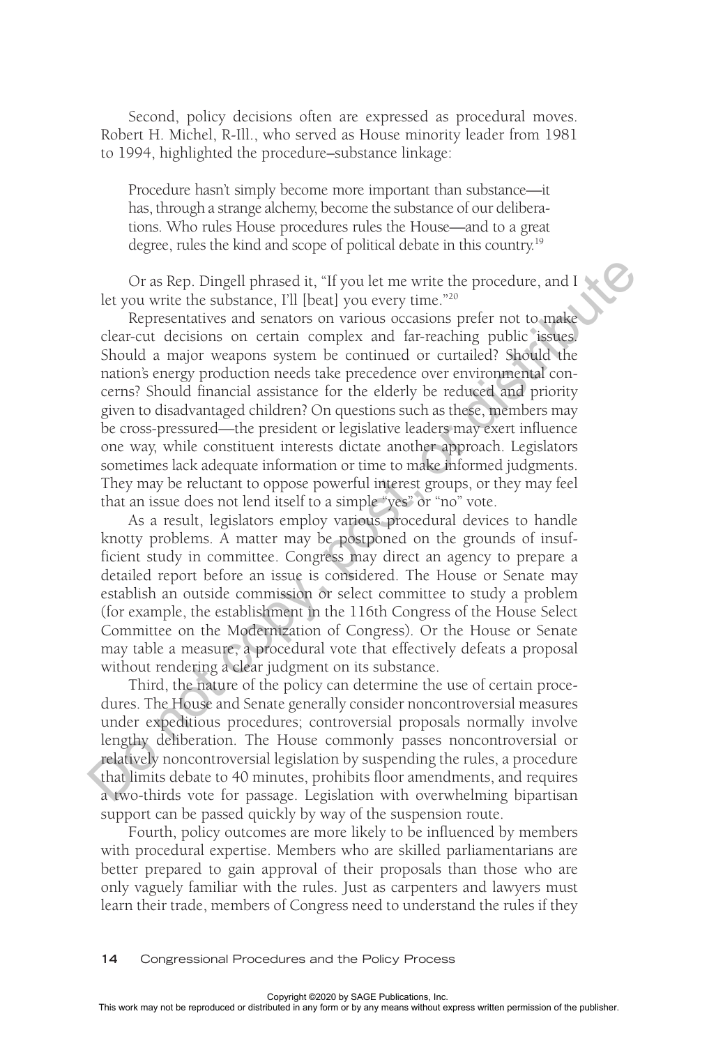Second, policy decisions often are expressed as procedural moves. Robert H. Michel, R-Ill., who served as House minority leader from 1981 to 1994, highlighted the procedure–substance linkage:

> Procedure hasn't simply become more important than substance—it has, through a strange alchemy, become the substance of our deliberations. Who rules House procedures rules the House—and to a great degree, rules the kind and scope of political debate in this country.[19]

Or as Rep. Dingell phrased it, "If you let me write the procedure, and I let you write the substance, I'll [beat] you every time."[20]

Representatives and senators on various occasions prefer not to make clear-cut decisions on certain complex and far-reaching public issues. Should a major weapons system be continued or curtailed? Should the nation's energy production needs take precedence over environmental concerns? Should financial assistance for the elderly be reduced and priority given to disadvantaged children? On questions such as these, members may be cross-pressured—the president or legislative leaders may exert influence one way, while constituent interests dictate another approach. Legislators sometimes lack adequate information or time to make informed judgments. They may be reluctant to oppose powerful interest groups, or they may feel that an issue does not lend itself to a simple "yes" or "no" vote.

As a result, legislators employ various procedural devices to handle knotty problems. A matter may be postponed on the grounds of insufficient study in committee. Congress may direct an agency to prepare a detailed report before an issue is considered. The House or Senate may establish an outside commission or select committee to study a problem (for example, the establishment in the 116th Congress of the House Select Committee on the Modernization of Congress). Or the House or Senate may table a measure, a procedural vote that effectively defeats a proposal without rendering a clear judgment on its substance.

Third, the nature of the policy can determine the use of certain procedures. The House and Senate generally consider noncontroversial measures under expeditious procedures; controversial proposals normally involve lengthy deliberation. The House commonly passes noncontroversial or relatively noncontroversial legislation by suspending the rules, a procedure that limits debate to 40 minutes, prohibits floor amendments, and requires a two-thirds vote for passage. Legislation with overwhelming bipartisan support can be passed quickly by way of the suspension route.

Fourth, policy outcomes are more likely to be influenced by members with procedural expertise. Members who are skilled parliamentarians are better prepared to gain approval of their proposals than those who are only vaguely familiar with the rules. Just as carpenters and lawyers must learn their trade, members of Congress need to understand the rules if they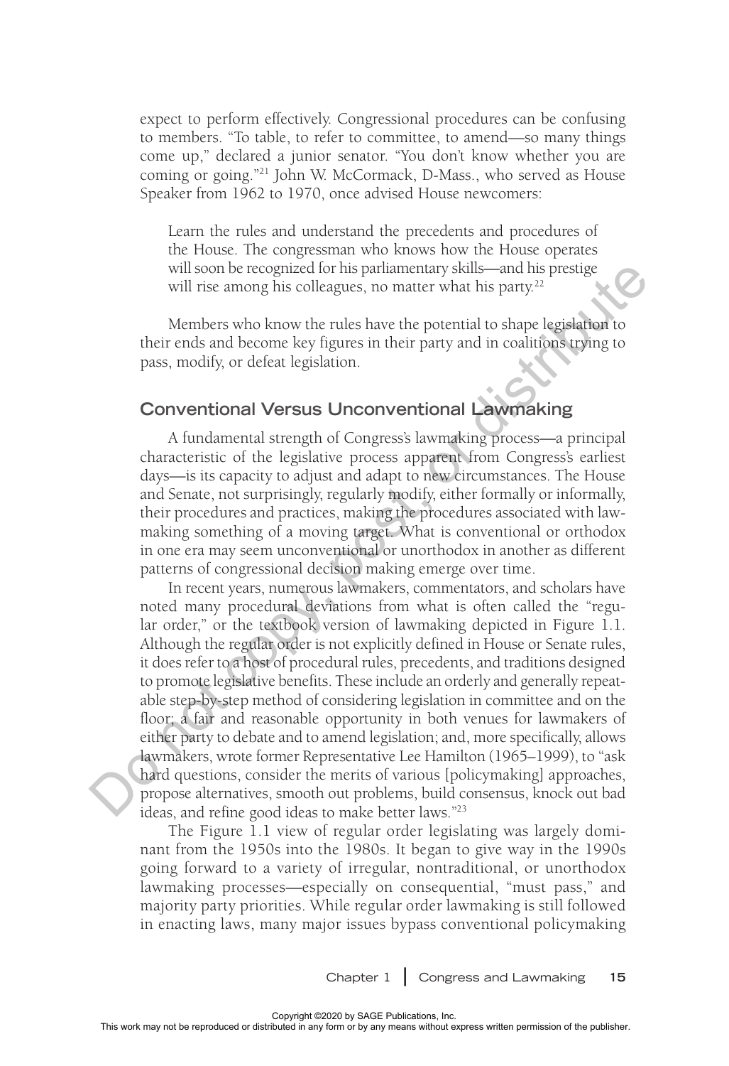expect to perform effectively. Congressional procedures can be confusing to members. "To table, to refer to committee, to amend—so many things come up," declared a junior senator. "You don't know whether you are coming or going."[21] John W. McCormack, D-Mass., who served as House Speaker from 1962 to 1970, once advised House newcomers:

> Learn the rules and understand the precedents and procedures of the House. The congressman who knows how the House operates will soon be recognized for his parliamentary skills—and his prestige will rise among his colleagues, no matter what his party.[22]

Members who know the rules have the potential to shape legislation to their ends and become key figures in their party and in coalitions trying to pass, modify, or defeat legislation.

## Conventional Versus Unconventional Lawmaking

A fundamental strength of Congress's lawmaking process—a principal characteristic of the legislative process apparent from Congress's earliest days—is its capacity to adjust and adapt to new circumstances. The House and Senate, not surprisingly, regularly modify, either formally or informally, their procedures and practices, making the procedures associated with lawmaking something of a moving target. What is conventional or orthodox in one era may seem unconventional or unorthodox in another as different patterns of congressional decision making emerge over time.

In recent years, numerous lawmakers, commentators, and scholars have noted many procedural deviations from what is often called the "regular order," or the textbook version of lawmaking depicted in Figure 1.1. Although the regular order is not explicitly defined in House or Senate rules, it does refer to a host of procedural rules, precedents, and traditions designed to promote legislative benefits. These include an orderly and generally repeatable step-by-step method of considering legislation in committee and on the floor; a fair and reasonable opportunity in both venues for lawmakers of either party to debate and to amend legislation; and, more specifically, allows lawmakers, wrote former Representative Lee Hamilton (1965–1999), to "ask hard questions, consider the merits of various [policymaking] approaches, propose alternatives, smooth out problems, build consensus, knock out bad ideas, and refine good ideas to make better laws."[23]

The Figure 1.1 view of regular order legislating was largely dominant from the 1950s into the 1980s. It began to give way in the 1990s going forward to a variety of irregular, nontraditional, or unorthodox lawmaking processes—especially on consequential, "must pass," and majority party priorities. While regular order lawmaking is still followed in enacting laws, many major issues bypass conventional policymaking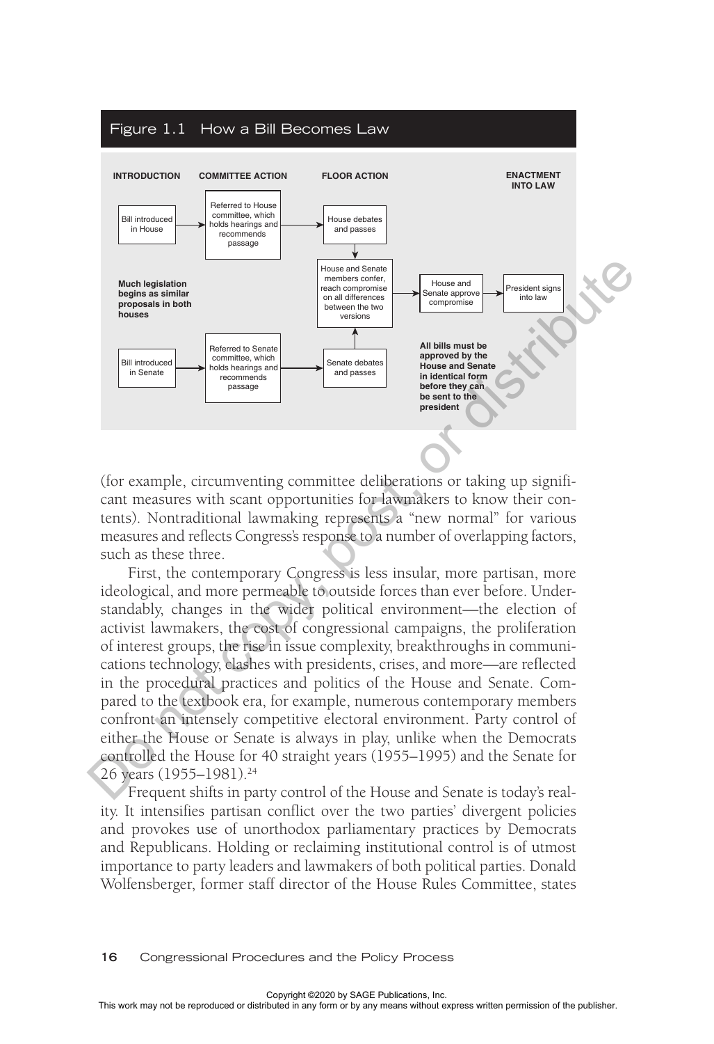**Figure 1.1 How a Bill Becomes Law**

| INTRODUCTION | COMMITTEE ACTION | FLOOR ACTION | | ENACTMENT INTO LAW |
|---|---|---|---|---|
| Bill introduced in House | Referred to House committee, which holds hearings and recommends passage | House debates and passes | | |
| **Much legislation begins as similar proposals in both houses** | | House and Senate members confer, reach compromise on all differences between the two versions | House and Senate approve compromise | President signs into law |
| Bill introduced in Senate | Referred to Senate committee, which holds hearings and recommends passage | Senate debates and passes | **All bills must be approved by the House and Senate in identical form before they can be sent to the president** | |

(for example, circumventing committee deliberations or taking up significant measures with scant opportunities for lawmakers to know their contents). Nontraditional lawmaking represents a "new normal" for various measures and reflects Congress's response to a number of overlapping factors, such as these three.

First, the contemporary Congress is less insular, more partisan, more ideological, and more permeable to outside forces than ever before. Understandably, changes in the wider political environment—the election of activist lawmakers, the cost of congressional campaigns, the proliferation of interest groups, the rise in issue complexity, breakthroughs in communications technology, clashes with presidents, crises, and more—are reflected in the procedural practices and politics of the House and Senate. Compared to the textbook era, for example, numerous contemporary members confront an intensely competitive electoral environment. Party control of either the House or Senate is always in play, unlike when the Democrats controlled the House for 40 straight years (1955–1995) and the Senate for 26 years (1955–1981).[24]

Frequent shifts in party control of the House and Senate is today's reality. It intensifies partisan conflict over the two parties' divergent policies and provokes use of unorthodox parliamentary practices by Democrats and Republicans. Holding or reclaiming institutional control is of utmost importance to party leaders and lawmakers of both political parties. Donald Wolfensberger, former staff director of the House Rules Committee, states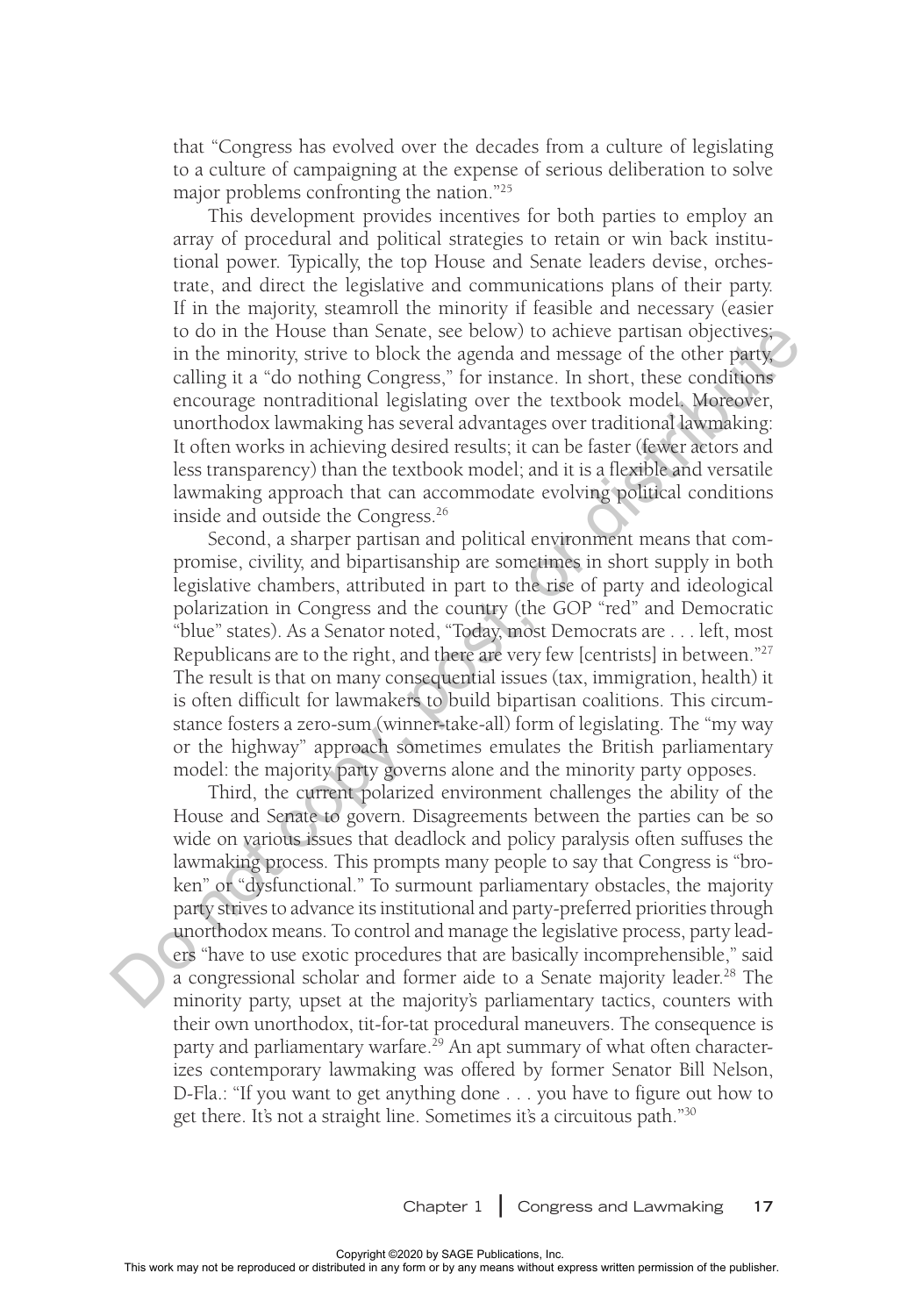that "Congress has evolved over the decades from a culture of legislating to a culture of campaigning at the expense of serious deliberation to solve major problems confronting the nation."[25]

This development provides incentives for both parties to employ an array of procedural and political strategies to retain or win back institutional power. Typically, the top House and Senate leaders devise, orchestrate, and direct the legislative and communications plans of their party. If in the majority, steamroll the minority if feasible and necessary (easier to do in the House than Senate, see below) to achieve partisan objectives; in the minority, strive to block the agenda and message of the other party, calling it a "do nothing Congress," for instance. In short, these conditions encourage nontraditional legislating over the textbook model. Moreover, unorthodox lawmaking has several advantages over traditional lawmaking: It often works in achieving desired results; it can be faster (fewer actors and less transparency) than the textbook model; and it is a flexible and versatile lawmaking approach that can accommodate evolving political conditions inside and outside the Congress.[26]

Second, a sharper partisan and political environment means that compromise, civility, and bipartisanship are sometimes in short supply in both legislative chambers, attributed in part to the rise of party and ideological polarization in Congress and the country (the GOP "red" and Democratic "blue" states). As a Senator noted, "Today, most Democrats are . . . left, most Republicans are to the right, and there are very few [centrists] in between."[27] The result is that on many consequential issues (tax, immigration, health) it is often difficult for lawmakers to build bipartisan coalitions. This circumstance fosters a zero-sum (winner-take-all) form of legislating. The "my way or the highway" approach sometimes emulates the British parliamentary model: the majority party governs alone and the minority party opposes.

Third, the current polarized environment challenges the ability of the House and Senate to govern. Disagreements between the parties can be so wide on various issues that deadlock and policy paralysis often suffuses the lawmaking process. This prompts many people to say that Congress is "broken" or "dysfunctional." To surmount parliamentary obstacles, the majority party strives to advance its institutional and party-preferred priorities through unorthodox means. To control and manage the legislative process, party leaders "have to use exotic procedures that are basically incomprehensible," said a congressional scholar and former aide to a Senate majority leader.[28] The minority party, upset at the majority's parliamentary tactics, counters with their own unorthodox, tit-for-tat procedural maneuvers. The consequence is party and parliamentary warfare.[29] An apt summary of what often characterizes contemporary lawmaking was offered by former Senator Bill Nelson, D-Fla.: "If you want to get anything done . . . you have to figure out how to get there. It's not a straight line. Sometimes it's a circuitous path."[30]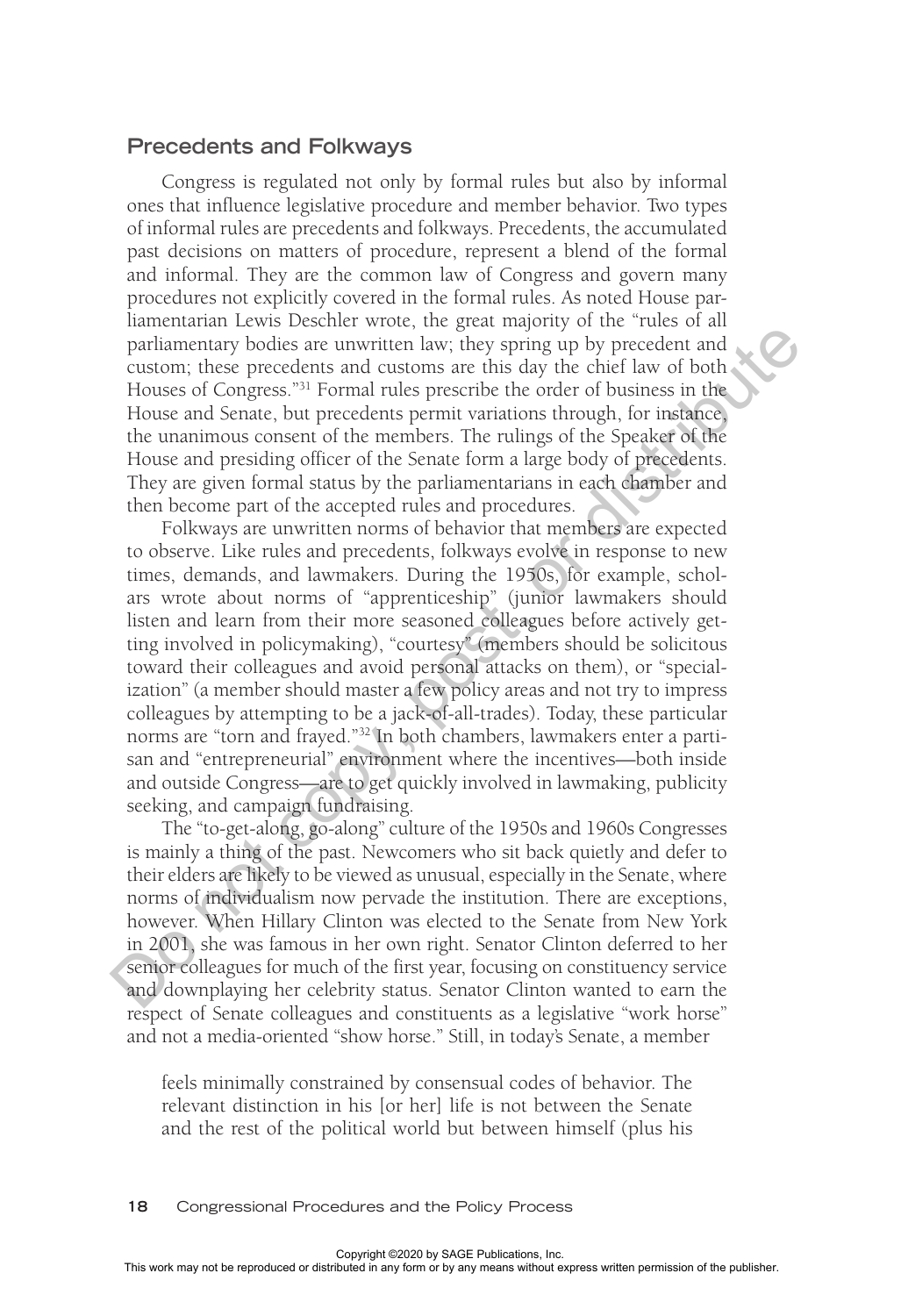## Precedents and Folkways

Congress is regulated not only by formal rules but also by informal ones that influence legislative procedure and member behavior. Two types of informal rules are precedents and folkways. Precedents, the accumulated past decisions on matters of procedure, represent a blend of the formal and informal. They are the common law of Congress and govern many procedures not explicitly covered in the formal rules. As noted House parliamentarian Lewis Deschler wrote, the great majority of the "rules of all parliamentary bodies are unwritten law; they spring up by precedent and custom; these precedents and customs are this day the chief law of both Houses of Congress."[31] Formal rules prescribe the order of business in the House and Senate, but precedents permit variations through, for instance, the unanimous consent of the members. The rulings of the Speaker of the House and presiding officer of the Senate form a large body of precedents. They are given formal status by the parliamentarians in each chamber and then become part of the accepted rules and procedures.

Folkways are unwritten norms of behavior that members are expected to observe. Like rules and precedents, folkways evolve in response to new times, demands, and lawmakers. During the 1950s, for example, scholars wrote about norms of "apprenticeship" (junior lawmakers should listen and learn from their more seasoned colleagues before actively getting involved in policymaking), "courtesy" (members should be solicitous toward their colleagues and avoid personal attacks on them), or "specialization" (a member should master a few policy areas and not try to impress colleagues by attempting to be a jack-of-all-trades). Today, these particular norms are "torn and frayed."[32] In both chambers, lawmakers enter a partisan and "entrepreneurial" environment where the incentives—both inside and outside Congress—are to get quickly involved in lawmaking, publicity seeking, and campaign fundraising.

The "to-get-along, go-along" culture of the 1950s and 1960s Congresses is mainly a thing of the past. Newcomers who sit back quietly and defer to their elders are likely to be viewed as unusual, especially in the Senate, where norms of individualism now pervade the institution. There are exceptions, however. When Hillary Clinton was elected to the Senate from New York in 2001, she was famous in her own right. Senator Clinton deferred to her senior colleagues for much of the first year, focusing on constituency service and downplaying her celebrity status. Senator Clinton wanted to earn the respect of Senate colleagues and constituents as a legislative "work horse" and not a media-oriented "show horse." Still, in today's Senate, a member

> feels minimally constrained by consensual codes of behavior. The relevant distinction in his [or her] life is not between the Senate and the rest of the political world but between himself (plus his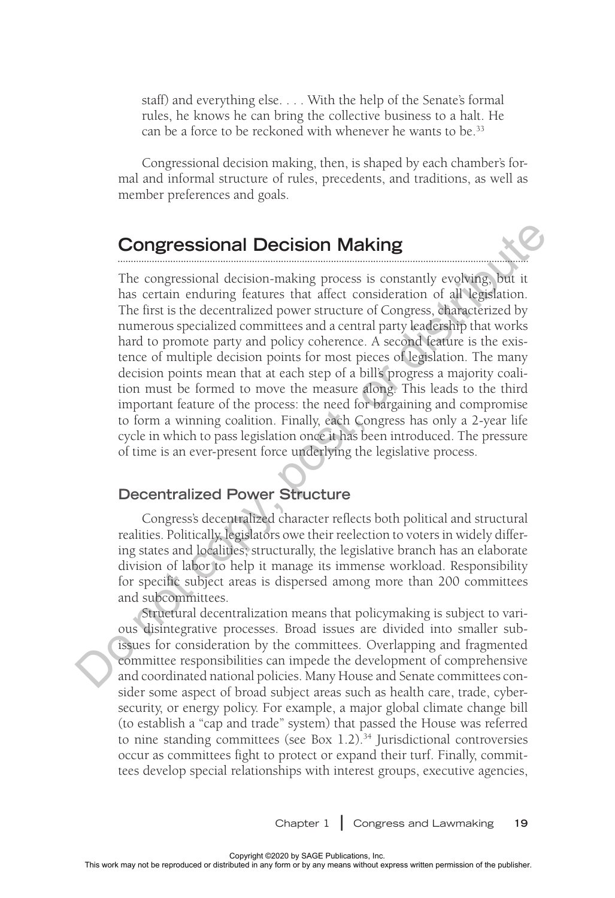staff) and everything else. . . . With the help of the Senate's formal rules, he knows he can bring the collective business to a halt. He can be a force to be reckoned with whenever he wants to be.[33]

Congressional decision making, then, is shaped by each chamber's formal and informal structure of rules, precedents, and traditions, as well as member preferences and goals.

## Congressional Decision Making

The congressional decision-making process is constantly evolving, but it has certain enduring features that affect consideration of all legislation. The first is the decentralized power structure of Congress, characterized by numerous specialized committees and a central party leadership that works hard to promote party and policy coherence. A second feature is the existence of multiple decision points for most pieces of legislation. The many decision points mean that at each step of a bill's progress a majority coalition must be formed to move the measure along. This leads to the third important feature of the process: the need for bargaining and compromise to form a winning coalition. Finally, each Congress has only a 2-year life cycle in which to pass legislation once it has been introduced. The pressure of time is an ever-present force underlying the legislative process.

### Decentralized Power Structure

Congress's decentralized character reflects both political and structural realities. Politically, legislators owe their reelection to voters in widely differing states and localities; structurally, the legislative branch has an elaborate division of labor to help it manage its immense workload. Responsibility for specific subject areas is dispersed among more than 200 committees and subcommittees.

Structural decentralization means that policymaking is subject to various disintegrative processes. Broad issues are divided into smaller subissues for consideration by the committees. Overlapping and fragmented committee responsibilities can impede the development of comprehensive and coordinated national policies. Many House and Senate committees consider some aspect of broad subject areas such as health care, trade, cybersecurity, or energy policy. For example, a major global climate change bill (to establish a "cap and trade" system) that passed the House was referred to nine standing committees (see Box 1.2).[34] Jurisdictional controversies occur as committees fight to protect or expand their turf. Finally, committees develop special relationships with interest groups, executive agencies,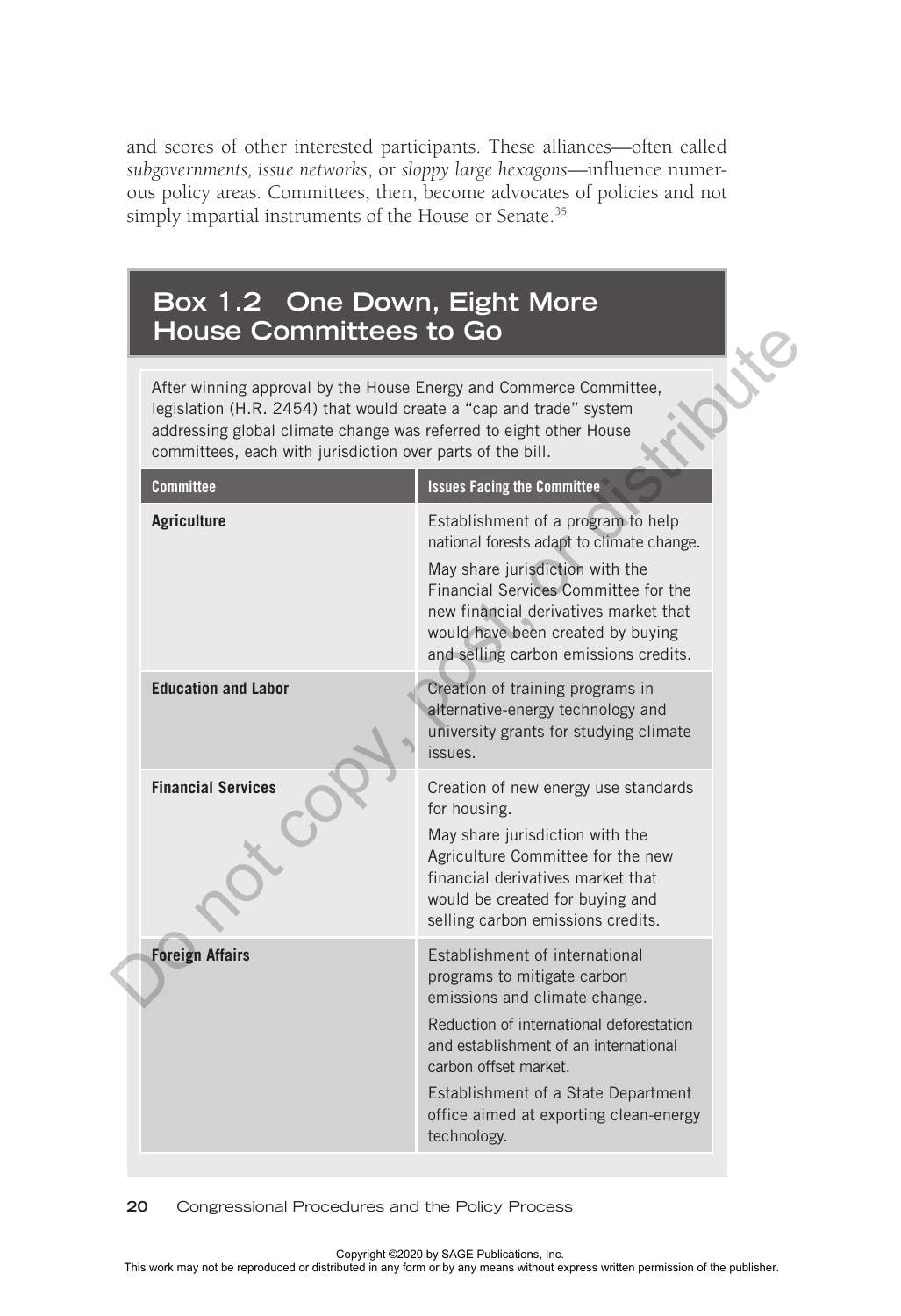and scores of other interested participants. These alliances—often called *subgovernments, issue networks*, or *sloppy large hexagons*—influence numerous policy areas. Committees, then, become advocates of policies and not simply impartial instruments of the House or Senate.[35]

## Box 1.2 One Down, Eight More House Committees to Go

After winning approval by the House Energy and Commerce Committee, legislation (H.R. 2454) that would create a "cap and trade" system addressing global climate change was referred to eight other House committees, each with jurisdiction over parts of the bill.

| Committee | Issues Facing the Committee |
|---|---|
| **Agriculture** | Establishment of a program to help national forests adapt to climate change. May share jurisdiction with the Financial Services Committee for the new financial derivatives market that would have been created by buying and selling carbon emissions credits. |
| **Education and Labor** | Creation of training programs in alternative-energy technology and university grants for studying climate issues. |
| **Financial Services** | Creation of new energy use standards for housing. May share jurisdiction with the Agriculture Committee for the new financial derivatives market that would be created for buying and selling carbon emissions credits. |
| **Foreign Affairs** | Establishment of international programs to mitigate carbon emissions and climate change. Reduction of international deforestation and establishment of an international carbon offset market. Establishment of a State Department office aimed at exporting clean-energy technology. |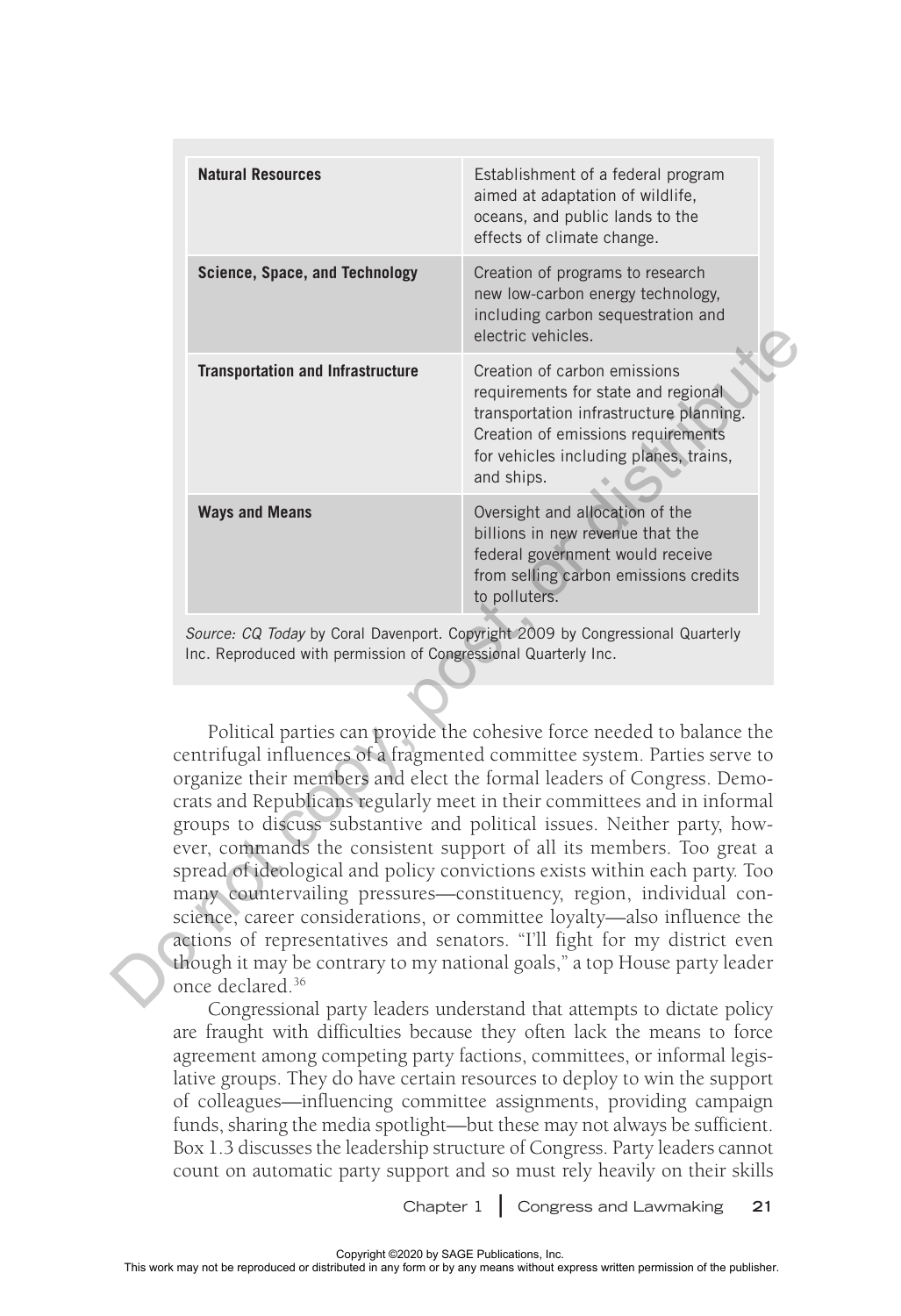| | |
|---|---|
| **Natural Resources** | Establishment of a federal program aimed at adaptation of wildlife, oceans, and public lands to the effects of climate change. |
| **Science, Space, and Technology** | Creation of programs to research new low-carbon energy technology, including carbon sequestration and electric vehicles. |
| **Transportation and Infrastructure** | Creation of carbon emissions requirements for state and regional transportation infrastructure planning. Creation of emissions requirements for vehicles including planes, trains, and ships. |
| **Ways and Means** | Oversight and allocation of the billions in new revenue that the federal government would receive from selling carbon emissions credits to polluters. |

*Source: CQ Today* by Coral Davenport. Copyright 2009 by Congressional Quarterly Inc. Reproduced with permission of Congressional Quarterly Inc.

Political parties can provide the cohesive force needed to balance the centrifugal influences of a fragmented committee system. Parties serve to organize their members and elect the formal leaders of Congress. Democrats and Republicans regularly meet in their committees and in informal groups to discuss substantive and political issues. Neither party, however, commands the consistent support of all its members. Too great a spread of ideological and policy convictions exists within each party. Too many countervailing pressures—constituency, region, individual conscience, career considerations, or committee loyalty—also influence the actions of representatives and senators. "I'll fight for my district even though it may be contrary to my national goals," a top House party leader once declared.[36]

Congressional party leaders understand that attempts to dictate policy are fraught with difficulties because they often lack the means to force agreement among competing party factions, committees, or informal legislative groups. They do have certain resources to deploy to win the support of colleagues—influencing committee assignments, providing campaign funds, sharing the media spotlight—but these may not always be sufficient. Box 1.3 discusses the leadership structure of Congress. Party leaders cannot count on automatic party support and so must rely heavily on their skills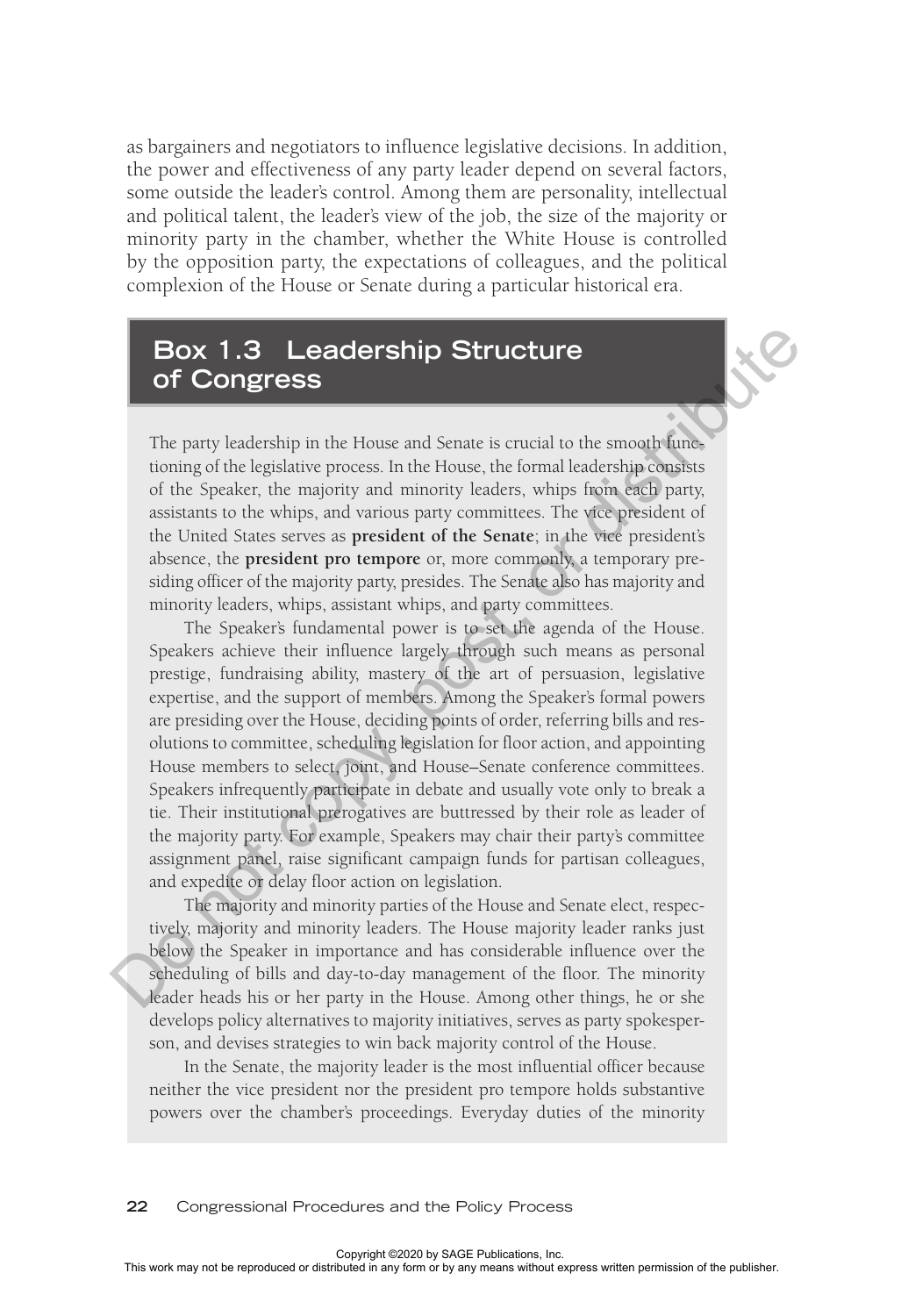as bargainers and negotiators to influence legislative decisions. In addition, the power and effectiveness of any party leader depend on several factors, some outside the leader's control. Among them are personality, intellectual and political talent, the leader's view of the job, the size of the majority or minority party in the chamber, whether the White House is controlled by the opposition party, the expectations of colleagues, and the political complexion of the House or Senate during a particular historical era.

## Box 1.3 Leadership Structure of Congress

The party leadership in the House and Senate is crucial to the smooth functioning of the legislative process. In the House, the formal leadership consists of the Speaker, the majority and minority leaders, whips from each party, assistants to the whips, and various party committees. The vice president of the United States serves as **president of the Senate**; in the vice president's absence, the **president pro tempore** or, more commonly, a temporary presiding officer of the majority party, presides. The Senate also has majority and minority leaders, whips, assistant whips, and party committees.

The Speaker's fundamental power is to set the agenda of the House. Speakers achieve their influence largely through such means as personal prestige, fundraising ability, mastery of the art of persuasion, legislative expertise, and the support of members. Among the Speaker's formal powers are presiding over the House, deciding points of order, referring bills and resolutions to committee, scheduling legislation for floor action, and appointing House members to select, joint, and House–Senate conference committees. Speakers infrequently participate in debate and usually vote only to break a tie. Their institutional prerogatives are buttressed by their role as leader of the majority party. For example, Speakers may chair their party's committee assignment panel, raise significant campaign funds for partisan colleagues, and expedite or delay floor action on legislation.

The majority and minority parties of the House and Senate elect, respectively, majority and minority leaders. The House majority leader ranks just below the Speaker in importance and has considerable influence over the scheduling of bills and day-to-day management of the floor. The minority leader heads his or her party in the House. Among other things, he or she develops policy alternatives to majority initiatives, serves as party spokesperson, and devises strategies to win back majority control of the House.

In the Senate, the majority leader is the most influential officer because neither the vice president nor the president pro tempore holds substantive powers over the chamber's proceedings. Everyday duties of the minority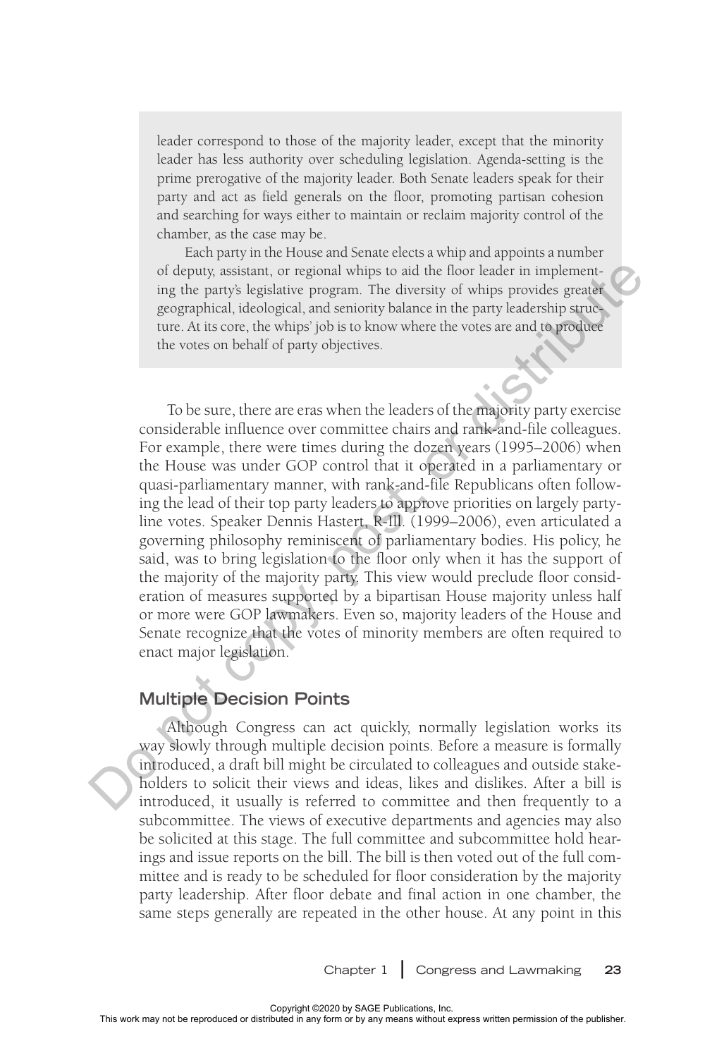leader correspond to those of the majority leader, except that the minority leader has less authority over scheduling legislation. Agenda-setting is the prime prerogative of the majority leader. Both Senate leaders speak for their party and act as field generals on the floor, promoting partisan cohesion and searching for ways either to maintain or reclaim majority control of the chamber, as the case may be.

Each party in the House and Senate elects a whip and appoints a number of deputy, assistant, or regional whips to aid the floor leader in implementing the party's legislative program. The diversity of whips provides greater geographical, ideological, and seniority balance in the party leadership structure. At its core, the whips' job is to know where the votes are and to produce the votes on behalf of party objectives.

To be sure, there are eras when the leaders of the majority party exercise considerable influence over committee chairs and rank-and-file colleagues. For example, there were times during the dozen years (1995–2006) when the House was under GOP control that it operated in a parliamentary or quasi-parliamentary manner, with rank-and-file Republicans often following the lead of their top party leaders to approve priorities on largely party-line votes. Speaker Dennis Hastert, R-Ill. (1999–2006), even articulated a governing philosophy reminiscent of parliamentary bodies. His policy, he said, was to bring legislation to the floor only when it has the support of the majority of the majority party. This view would preclude floor consideration of measures supported by a bipartisan House majority unless half or more were GOP lawmakers. Even so, majority leaders of the House and Senate recognize that the votes of minority members are often required to enact major legislation.

## Multiple Decision Points

Although Congress can act quickly, normally legislation works its way slowly through multiple decision points. Before a measure is formally introduced, a draft bill might be circulated to colleagues and outside stakeholders to solicit their views and ideas, likes and dislikes. After a bill is introduced, it usually is referred to committee and then frequently to a subcommittee. The views of executive departments and agencies may also be solicited at this stage. The full committee and subcommittee hold hearings and issue reports on the bill. The bill is then voted out of the full committee and is ready to be scheduled for floor consideration by the majority party leadership. After floor debate and final action in one chamber, the same steps generally are repeated in the other house. At any point in this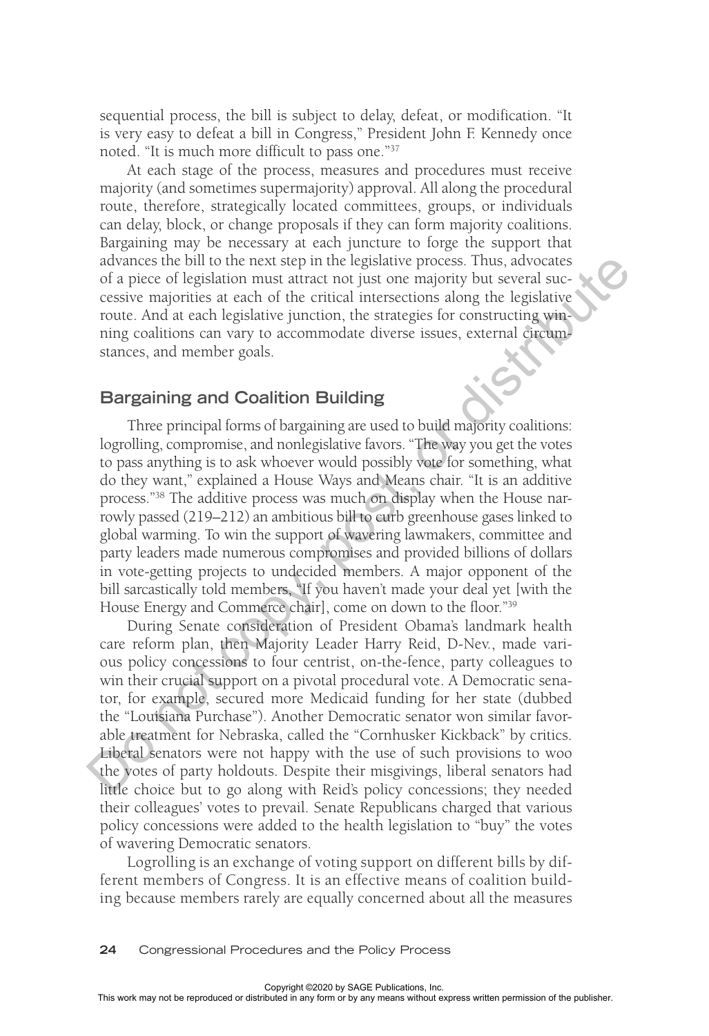sequential process, the bill is subject to delay, defeat, or modification. "It is very easy to defeat a bill in Congress," President John F. Kennedy once noted. "It is much more difficult to pass one."[37]

At each stage of the process, measures and procedures must receive majority (and sometimes supermajority) approval. All along the procedural route, therefore, strategically located committees, groups, or individuals can delay, block, or change proposals if they can form majority coalitions. Bargaining may be necessary at each juncture to forge the support that advances the bill to the next step in the legislative process. Thus, advocates of a piece of legislation must attract not just one majority but several successive majorities at each of the critical intersections along the legislative route. And at each legislative junction, the strategies for constructing winning coalitions can vary to accommodate diverse issues, external circumstances, and member goals.

## Bargaining and Coalition Building

Three principal forms of bargaining are used to build majority coalitions: logrolling, compromise, and nonlegislative favors. "The way you get the votes to pass anything is to ask whoever would possibly vote for something, what do they want," explained a House Ways and Means chair. "It is an additive process."[38] The additive process was much on display when the House narrowly passed (219–212) an ambitious bill to curb greenhouse gases linked to global warming. To win the support of wavering lawmakers, committee and party leaders made numerous compromises and provided billions of dollars in vote-getting projects to undecided members. A major opponent of the bill sarcastically told members, "If you haven't made your deal yet [with the House Energy and Commerce chair], come on down to the floor."[39]

During Senate consideration of President Obama's landmark health care reform plan, then Majority Leader Harry Reid, D-Nev., made various policy concessions to four centrist, on-the-fence, party colleagues to win their crucial support on a pivotal procedural vote. A Democratic senator, for example, secured more Medicaid funding for her state (dubbed the "Louisiana Purchase"). Another Democratic senator won similar favorable treatment for Nebraska, called the "Cornhusker Kickback" by critics. Liberal senators were not happy with the use of such provisions to woo the votes of party holdouts. Despite their misgivings, liberal senators had little choice but to go along with Reid's policy concessions; they needed their colleagues' votes to prevail. Senate Republicans charged that various policy concessions were added to the health legislation to "buy" the votes of wavering Democratic senators.

Logrolling is an exchange of voting support on different bills by different members of Congress. It is an effective means of coalition building because members rarely are equally concerned about all the measures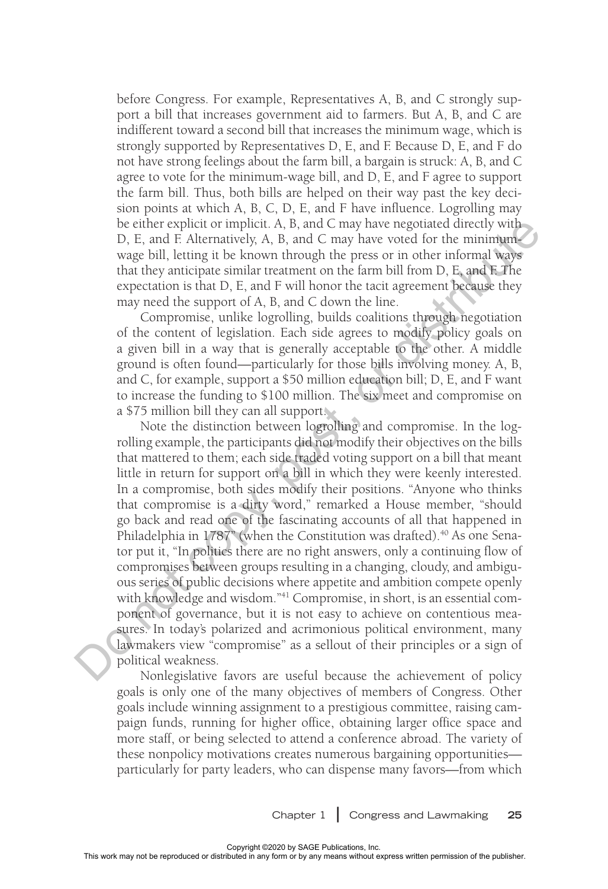before Congress. For example, Representatives A, B, and C strongly support a bill that increases government aid to farmers. But A, B, and C are indifferent toward a second bill that increases the minimum wage, which is strongly supported by Representatives D, E, and F. Because D, E, and F do not have strong feelings about the farm bill, a bargain is struck: A, B, and C agree to vote for the minimum-wage bill, and D, E, and F agree to support the farm bill. Thus, both bills are helped on their way past the key decision points at which A, B, C, D, E, and F have influence. Logrolling may be either explicit or implicit. A, B, and C may have negotiated directly with D, E, and F. Alternatively, A, B, and C may have voted for the minimum-wage bill, letting it be known through the press or in other informal ways that they anticipate similar treatment on the farm bill from D, E, and F. The expectation is that D, E, and F will honor the tacit agreement because they may need the support of A, B, and C down the line.

Compromise, unlike logrolling, builds coalitions through negotiation of the content of legislation. Each side agrees to modify policy goals on a given bill in a way that is generally acceptable to the other. A middle ground is often found—particularly for those bills involving money. A, B, and C, for example, support a $50 million education bill; D, E, and F want to increase the funding to $100 million. The six meet and compromise on a $75 million bill they can all support.

Note the distinction between logrolling and compromise. In the logrolling example, the participants did not modify their objectives on the bills that mattered to them; each side traded voting support on a bill that meant little in return for support on a bill in which they were keenly interested. In a compromise, both sides modify their positions. "Anyone who thinks that compromise is a dirty word," remarked a House member, "should go back and read one of the fascinating accounts of all that happened in Philadelphia in 1787" (when the Constitution was drafted).[40] As one Senator put it, "In politics there are no right answers, only a continuing flow of compromises between groups resulting in a changing, cloudy, and ambiguous series of public decisions where appetite and ambition compete openly with knowledge and wisdom."[41] Compromise, in short, is an essential component of governance, but it is not easy to achieve on contentious measures. In today's polarized and acrimonious political environment, many lawmakers view "compromise" as a sellout of their principles or a sign of political weakness.

Nonlegislative favors are useful because the achievement of policy goals is only one of the many objectives of members of Congress. Other goals include winning assignment to a prestigious committee, raising campaign funds, running for higher office, obtaining larger office space and more staff, or being selected to attend a conference abroad. The variety of these nonpolicy motivations creates numerous bargaining opportunities—particularly for party leaders, who can dispense many favors—from which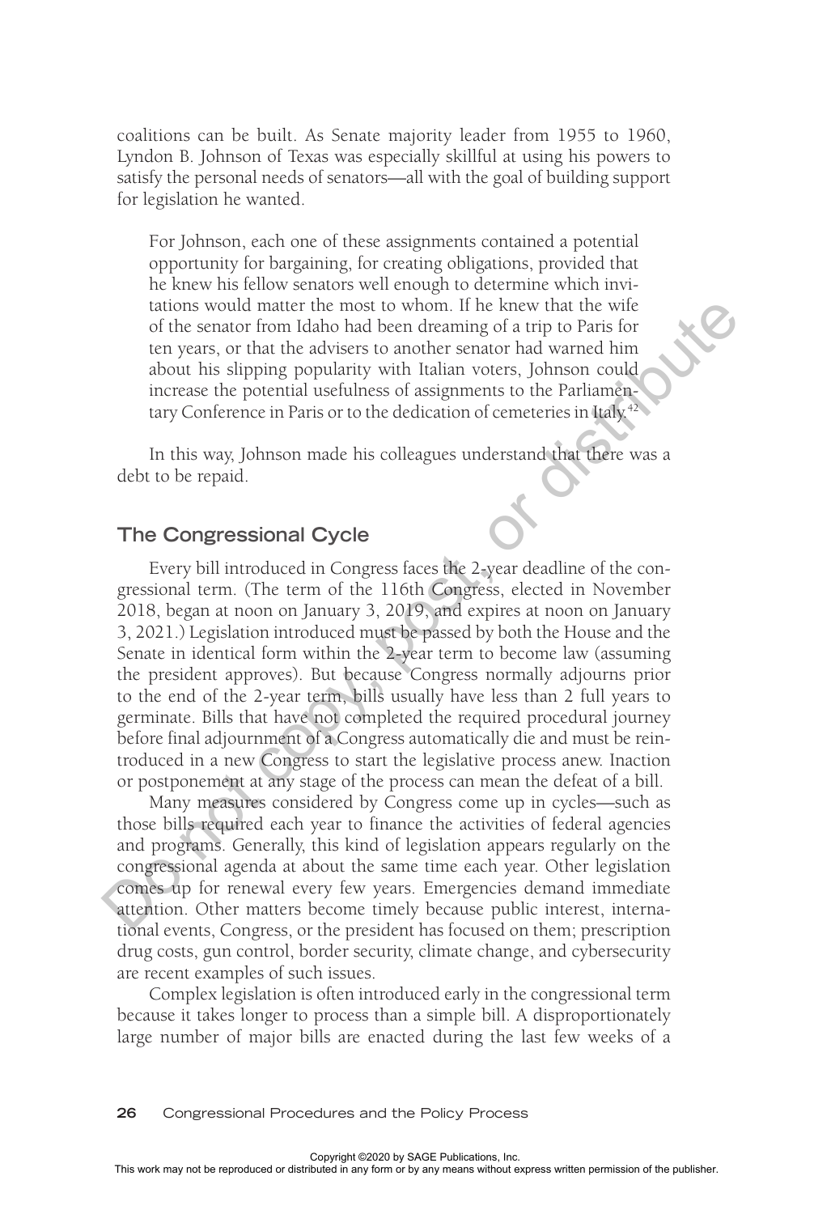coalitions can be built. As Senate majority leader from 1955 to 1960, Lyndon B. Johnson of Texas was especially skillful at using his powers to satisfy the personal needs of senators—all with the goal of building support for legislation he wanted.

> For Johnson, each one of these assignments contained a potential opportunity for bargaining, for creating obligations, provided that he knew his fellow senators well enough to determine which invitations would matter the most to whom. If he knew that the wife of the senator from Idaho had been dreaming of a trip to Paris for ten years, or that the advisers to another senator had warned him about his slipping popularity with Italian voters, Johnson could increase the potential usefulness of assignments to the Parliamentary Conference in Paris or to the dedication of cemeteries in Italy.[42]

In this way, Johnson made his colleagues understand that there was a debt to be repaid.

## The Congressional Cycle

Every bill introduced in Congress faces the 2-year deadline of the congressional term. (The term of the 116th Congress, elected in November 2018, began at noon on January 3, 2019, and expires at noon on January 3, 2021.) Legislation introduced must be passed by both the House and the Senate in identical form within the 2-year term to become law (assuming the president approves). But because Congress normally adjourns prior to the end of the 2-year term, bills usually have less than 2 full years to germinate. Bills that have not completed the required procedural journey before final adjournment of a Congress automatically die and must be reintroduced in a new Congress to start the legislative process anew. Inaction or postponement at any stage of the process can mean the defeat of a bill.

Many measures considered by Congress come up in cycles—such as those bills required each year to finance the activities of federal agencies and programs. Generally, this kind of legislation appears regularly on the congressional agenda at about the same time each year. Other legislation comes up for renewal every few years. Emergencies demand immediate attention. Other matters become timely because public interest, international events, Congress, or the president has focused on them; prescription drug costs, gun control, border security, climate change, and cybersecurity are recent examples of such issues.

Complex legislation is often introduced early in the congressional term because it takes longer to process than a simple bill. A disproportionately large number of major bills are enacted during the last few weeks of a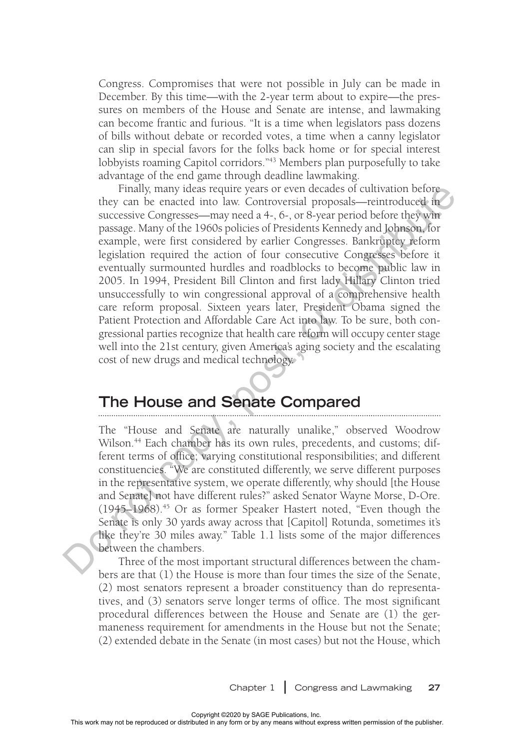Congress. Compromises that were not possible in July can be made in December. By this time—with the 2-year term about to expire—the pressures on members of the House and Senate are intense, and lawmaking can become frantic and furious. "It is a time when legislators pass dozens of bills without debate or recorded votes, a time when a canny legislator can slip in special favors for the folks back home or for special interest lobbyists roaming Capitol corridors."[43] Members plan purposefully to take advantage of the end game through deadline lawmaking.

Finally, many ideas require years or even decades of cultivation before they can be enacted into law. Controversial proposals—reintroduced in successive Congresses—may need a 4-, 6-, or 8-year period before they win passage. Many of the 1960s policies of Presidents Kennedy and Johnson, for example, were first considered by earlier Congresses. Bankruptcy reform legislation required the action of four consecutive Congresses before it eventually surmounted hurdles and roadblocks to become public law in 2005. In 1994, President Bill Clinton and first lady Hillary Clinton tried unsuccessfully to win congressional approval of a comprehensive health care reform proposal. Sixteen years later, President Obama signed the Patient Protection and Affordable Care Act into law. To be sure, both congressional parties recognize that health care reform will occupy center stage well into the 21st century, given America's aging society and the escalating cost of new drugs and medical technology.

## The House and Senate Compared

The "House and Senate are naturally unalike," observed Woodrow Wilson.[44] Each chamber has its own rules, precedents, and customs; different terms of office; varying constitutional responsibilities; and different constituencies. "We are constituted differently, we serve different purposes in the representative system, we operate differently, why should [the House and Senate] not have different rules?" asked Senator Wayne Morse, D-Ore. (1945–1968).[45] Or as former Speaker Hastert noted, "Even though the Senate is only 30 yards away across that [Capitol] Rotunda, sometimes it's like they're 30 miles away." Table 1.1 lists some of the major differences between the chambers.

Three of the most important structural differences between the chambers are that (1) the House is more than four times the size of the Senate, (2) most senators represent a broader constituency than do representatives, and (3) senators serve longer terms of office. The most significant procedural differences between the House and Senate are (1) the germaneness requirement for amendments in the House but not the Senate; (2) extended debate in the Senate (in most cases) but not the House, which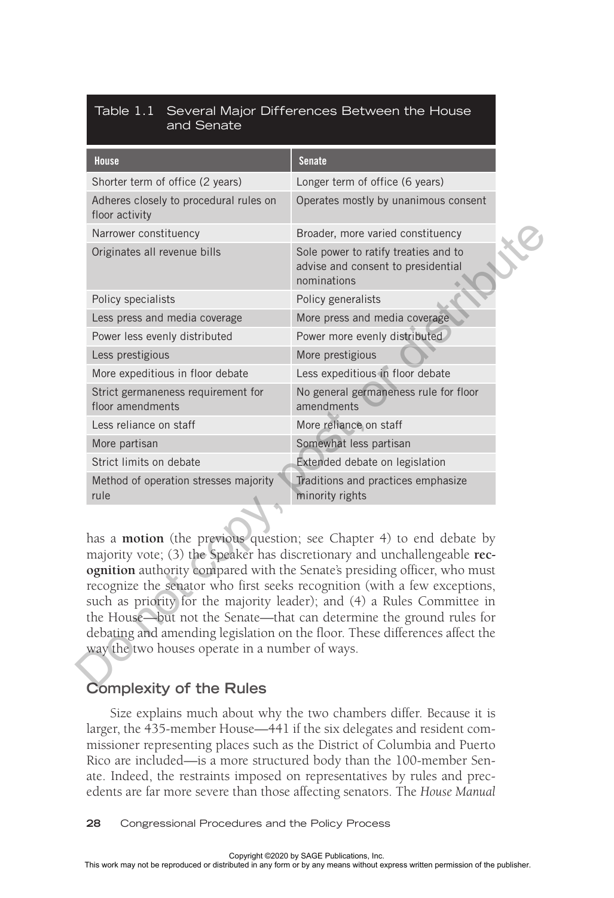Table 1.1 Several Major Differences Between the House and Senate

| House | Senate |
|---|---|
| Shorter term of office (2 years) | Longer term of office (6 years) |
| Adheres closely to procedural rules on floor activity | Operates mostly by unanimous consent |
| Narrower constituency | Broader, more varied constituency |
| Originates all revenue bills | Sole power to ratify treaties and to advise and consent to presidential nominations |
| Policy specialists | Policy generalists |
| Less press and media coverage | More press and media coverage |
| Power less evenly distributed | Power more evenly distributed |
| Less prestigious | More prestigious |
| More expeditious in floor debate | Less expeditious in floor debate |
| Strict germaneness requirement for floor amendments | No general germaneness rule for floor amendments |
| Less reliance on staff | More reliance on staff |
| More partisan | Somewhat less partisan |
| Strict limits on debate | Extended debate on legislation |
| Method of operation stresses majority rule | Traditions and practices emphasize minority rights |

has a **motion** (the previous question; see Chapter 4) to end debate by majority vote; (3) the Speaker has discretionary and unchallengeable **recognition** authority compared with the Senate's presiding officer, who must recognize the senator who first seeks recognition (with a few exceptions, such as priority for the majority leader); and (4) a Rules Committee in the House—but not the Senate—that can determine the ground rules for debating and amending legislation on the floor. These differences affect the way the two houses operate in a number of ways.

## Complexity of the Rules

Size explains much about why the two chambers differ. Because it is larger, the 435-member House—441 if the six delegates and resident commissioner representing places such as the District of Columbia and Puerto Rico are included—is a more structured body than the 100-member Senate. Indeed, the restraints imposed on representatives by rules and precedents are far more severe than those affecting senators. The *House Manual*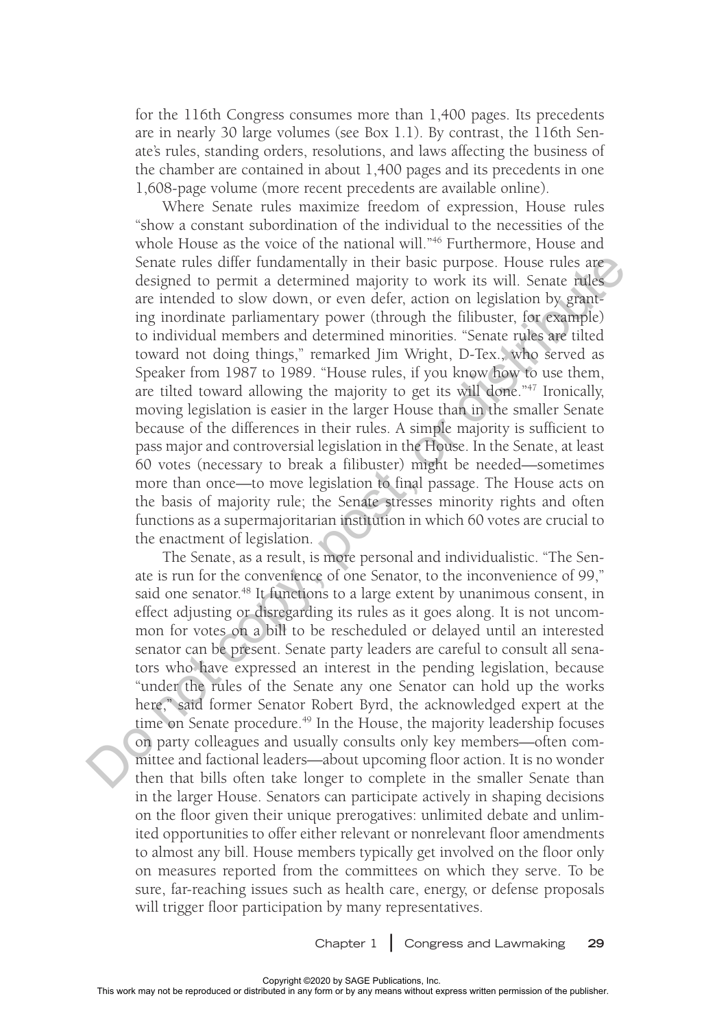for the 116th Congress consumes more than 1,400 pages. Its precedents are in nearly 30 large volumes (see Box 1.1). By contrast, the 116th Senate's rules, standing orders, resolutions, and laws affecting the business of the chamber are contained in about 1,400 pages and its precedents in one 1,608-page volume (more recent precedents are available online).

Where Senate rules maximize freedom of expression, House rules "show a constant subordination of the individual to the necessities of the whole House as the voice of the national will."[46] Furthermore, House and Senate rules differ fundamentally in their basic purpose. House rules are designed to permit a determined majority to work its will. Senate rules are intended to slow down, or even defer, action on legislation by granting inordinate parliamentary power (through the filibuster, for example) to individual members and determined minorities. "Senate rules are tilted toward not doing things," remarked Jim Wright, D-Tex., who served as Speaker from 1987 to 1989. "House rules, if you know how to use them, are tilted toward allowing the majority to get its will done."[47] Ironically, moving legislation is easier in the larger House than in the smaller Senate because of the differences in their rules. A simple majority is sufficient to pass major and controversial legislation in the House. In the Senate, at least 60 votes (necessary to break a filibuster) might be needed—sometimes more than once—to move legislation to final passage. The House acts on the basis of majority rule; the Senate stresses minority rights and often functions as a supermajoritarian institution in which 60 votes are crucial to the enactment of legislation.

The Senate, as a result, is more personal and individualistic. "The Senate is run for the convenience of one Senator, to the inconvenience of 99," said one senator.[48] It functions to a large extent by unanimous consent, in effect adjusting or disregarding its rules as it goes along. It is not uncommon for votes on a bill to be rescheduled or delayed until an interested senator can be present. Senate party leaders are careful to consult all senators who have expressed an interest in the pending legislation, because "under the rules of the Senate any one Senator can hold up the works here," said former Senator Robert Byrd, the acknowledged expert at the time on Senate procedure.[49] In the House, the majority leadership focuses on party colleagues and usually consults only key members—often committee and factional leaders—about upcoming floor action. It is no wonder then that bills often take longer to complete in the smaller Senate than in the larger House. Senators can participate actively in shaping decisions on the floor given their unique prerogatives: unlimited debate and unlimited opportunities to offer either relevant or nonrelevant floor amendments to almost any bill. House members typically get involved on the floor only on measures reported from the committees on which they serve. To be sure, far-reaching issues such as health care, energy, or defense proposals will trigger floor participation by many representatives.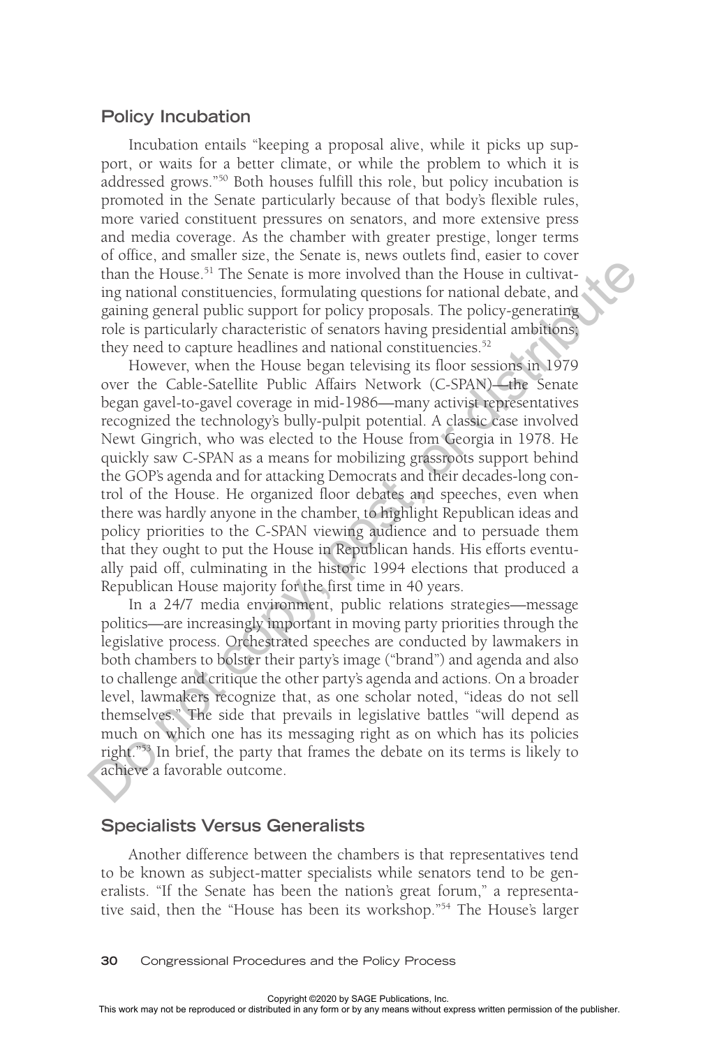## Policy Incubation

Incubation entails "keeping a proposal alive, while it picks up support, or waits for a better climate, or while the problem to which it is addressed grows."[50] Both houses fulfill this role, but policy incubation is promoted in the Senate particularly because of that body's flexible rules, more varied constituent pressures on senators, and more extensive press and media coverage. As the chamber with greater prestige, longer terms of office, and smaller size, the Senate is, news outlets find, easier to cover than the House.[51] The Senate is more involved than the House in cultivating national constituencies, formulating questions for national debate, and gaining general public support for policy proposals. The policy-generating role is particularly characteristic of senators having presidential ambitions; they need to capture headlines and national constituencies.[52]

However, when the House began televising its floor sessions in 1979 over the Cable-Satellite Public Affairs Network (C-SPAN)—the Senate began gavel-to-gavel coverage in mid-1986—many activist representatives recognized the technology's bully-pulpit potential. A classic case involved Newt Gingrich, who was elected to the House from Georgia in 1978. He quickly saw C-SPAN as a means for mobilizing grassroots support behind the GOP's agenda and for attacking Democrats and their decades-long control of the House. He organized floor debates and speeches, even when there was hardly anyone in the chamber, to highlight Republican ideas and policy priorities to the C-SPAN viewing audience and to persuade them that they ought to put the House in Republican hands. His efforts eventually paid off, culminating in the historic 1994 elections that produced a Republican House majority for the first time in 40 years.

In a 24/7 media environment, public relations strategies—message politics—are increasingly important in moving party priorities through the legislative process. Orchestrated speeches are conducted by lawmakers in both chambers to bolster their party's image ("brand") and agenda and also to challenge and critique the other party's agenda and actions. On a broader level, lawmakers recognize that, as one scholar noted, "ideas do not sell themselves." The side that prevails in legislative battles "will depend as much on which one has its messaging right as on which has its policies right."[53] In brief, the party that frames the debate on its terms is likely to achieve a favorable outcome.

## Specialists Versus Generalists

Another difference between the chambers is that representatives tend to be known as subject-matter specialists while senators tend to be generalists. "If the Senate has been the nation's great forum," a representative said, then the "House has been its workshop."[54] The House's larger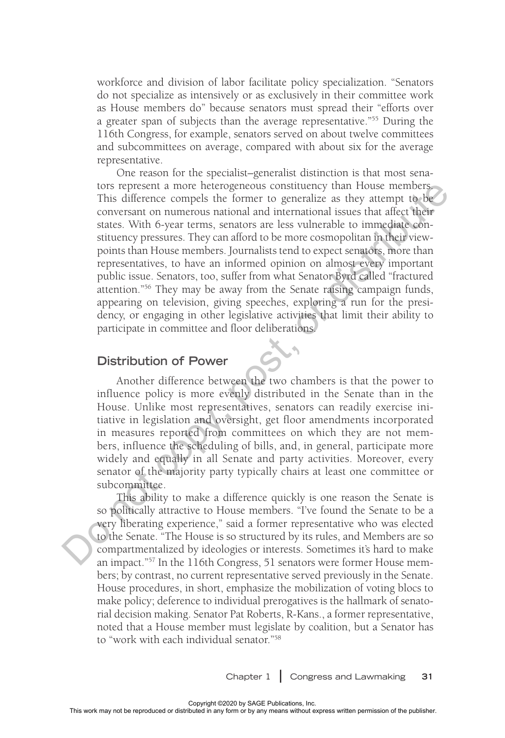workforce and division of labor facilitate policy specialization. "Senators do not specialize as intensively or as exclusively in their committee work as House members do" because senators must spread their "efforts over a greater span of subjects than the average representative."[55] During the 116th Congress, for example, senators served on about twelve committees and subcommittees on average, compared with about six for the average representative.

One reason for the specialist–generalist distinction is that most senators represent a more heterogeneous constituency than House members. This difference compels the former to generalize as they attempt to be conversant on numerous national and international issues that affect their states. With 6-year terms, senators are less vulnerable to immediate constituency pressures. They can afford to be more cosmopolitan in their viewpoints than House members. Journalists tend to expect senators, more than representatives, to have an informed opinion on almost every important public issue. Senators, too, suffer from what Senator Byrd called "fractured attention."[56] They may be away from the Senate raising campaign funds, appearing on television, giving speeches, exploring a run for the presidency, or engaging in other legislative activities that limit their ability to participate in committee and floor deliberations.

## Distribution of Power

Another difference between the two chambers is that the power to influence policy is more evenly distributed in the Senate than in the House. Unlike most representatives, senators can readily exercise initiative in legislation and oversight, get floor amendments incorporated in measures reported from committees on which they are not members, influence the scheduling of bills, and, in general, participate more widely and equally in all Senate and party activities. Moreover, every senator of the majority party typically chairs at least one committee or subcommittee.

This ability to make a difference quickly is one reason the Senate is so politically attractive to House members. "I've found the Senate to be a very liberating experience," said a former representative who was elected to the Senate. "The House is so structured by its rules, and Members are so compartmentalized by ideologies or interests. Sometimes it's hard to make an impact."[57] In the 116th Congress, 51 senators were former House members; by contrast, no current representative served previously in the Senate. House procedures, in short, emphasize the mobilization of voting blocs to make policy; deference to individual prerogatives is the hallmark of senatorial decision making. Senator Pat Roberts, R-Kans., a former representative, noted that a House member must legislate by coalition, but a Senator has to "work with each individual senator."[58]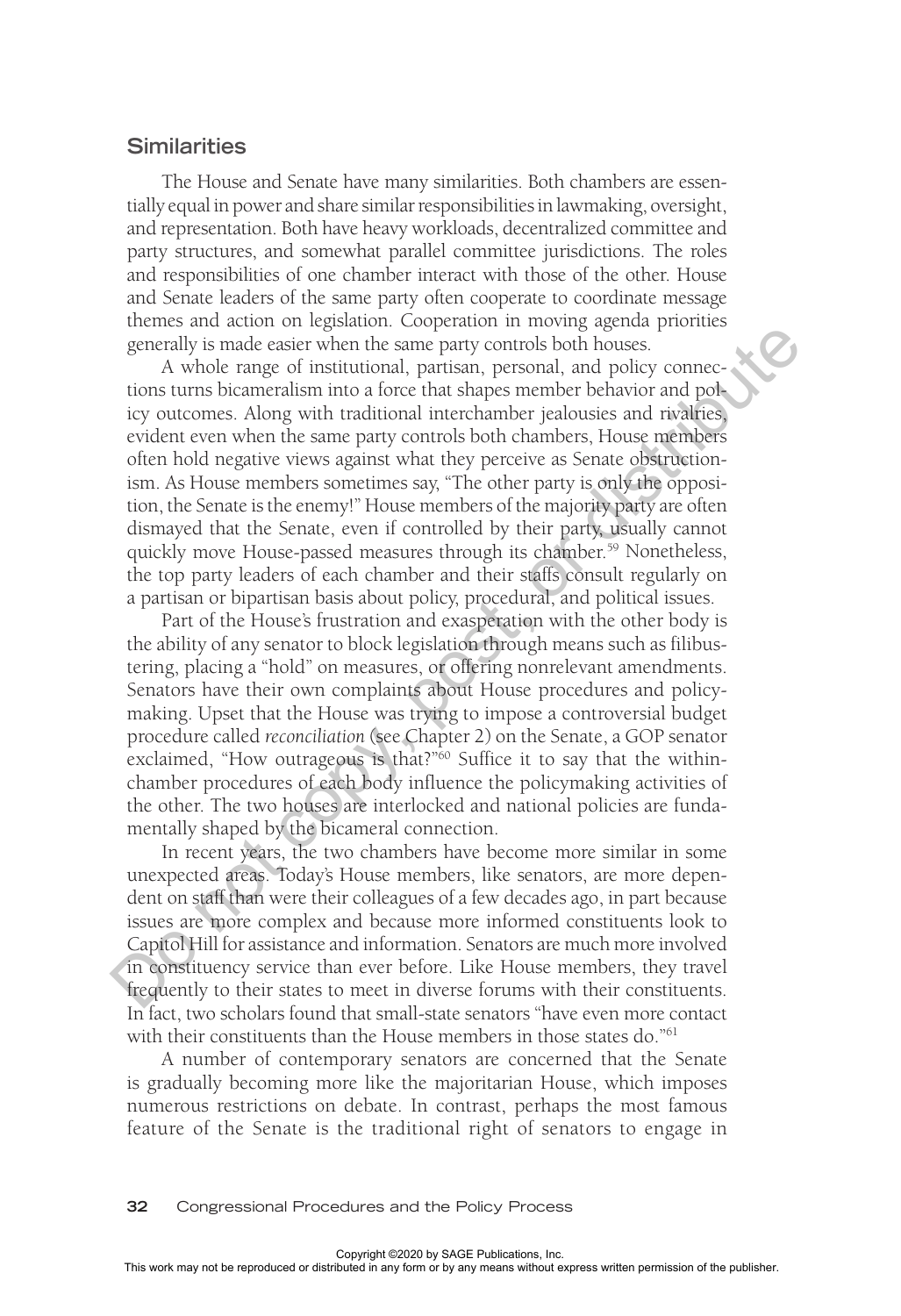## Similarities

The House and Senate have many similarities. Both chambers are essentially equal in power and share similar responsibilities in lawmaking, oversight, and representation. Both have heavy workloads, decentralized committee and party structures, and somewhat parallel committee jurisdictions. The roles and responsibilities of one chamber interact with those of the other. House and Senate leaders of the same party often cooperate to coordinate message themes and action on legislation. Cooperation in moving agenda priorities generally is made easier when the same party controls both houses.

A whole range of institutional, partisan, personal, and policy connections turns bicameralism into a force that shapes member behavior and policy outcomes. Along with traditional interchamber jealousies and rivalries, evident even when the same party controls both chambers, House members often hold negative views against what they perceive as Senate obstructionism. As House members sometimes say, "The other party is only the opposition, the Senate is the enemy!" House members of the majority party are often dismayed that the Senate, even if controlled by their party, usually cannot quickly move House-passed measures through its chamber.[59] Nonetheless, the top party leaders of each chamber and their staffs consult regularly on a partisan or bipartisan basis about policy, procedural, and political issues.

Part of the House's frustration and exasperation with the other body is the ability of any senator to block legislation through means such as filibustering, placing a "hold" on measures, or offering nonrelevant amendments. Senators have their own complaints about House procedures and policymaking. Upset that the House was trying to impose a controversial budget procedure called *reconciliation* (see Chapter 2) on the Senate, a GOP senator exclaimed, "How outrageous is that?"[60] Suffice it to say that the within-chamber procedures of each body influence the policymaking activities of the other. The two houses are interlocked and national policies are fundamentally shaped by the bicameral connection.

In recent years, the two chambers have become more similar in some unexpected areas. Today's House members, like senators, are more dependent on staff than were their colleagues of a few decades ago, in part because issues are more complex and because more informed constituents look to Capitol Hill for assistance and information. Senators are much more involved in constituency service than ever before. Like House members, they travel frequently to their states to meet in diverse forums with their constituents. In fact, two scholars found that small-state senators "have even more contact with their constituents than the House members in those states do."[61]

A number of contemporary senators are concerned that the Senate is gradually becoming more like the majoritarian House, which imposes numerous restrictions on debate. In contrast, perhaps the most famous feature of the Senate is the traditional right of senators to engage in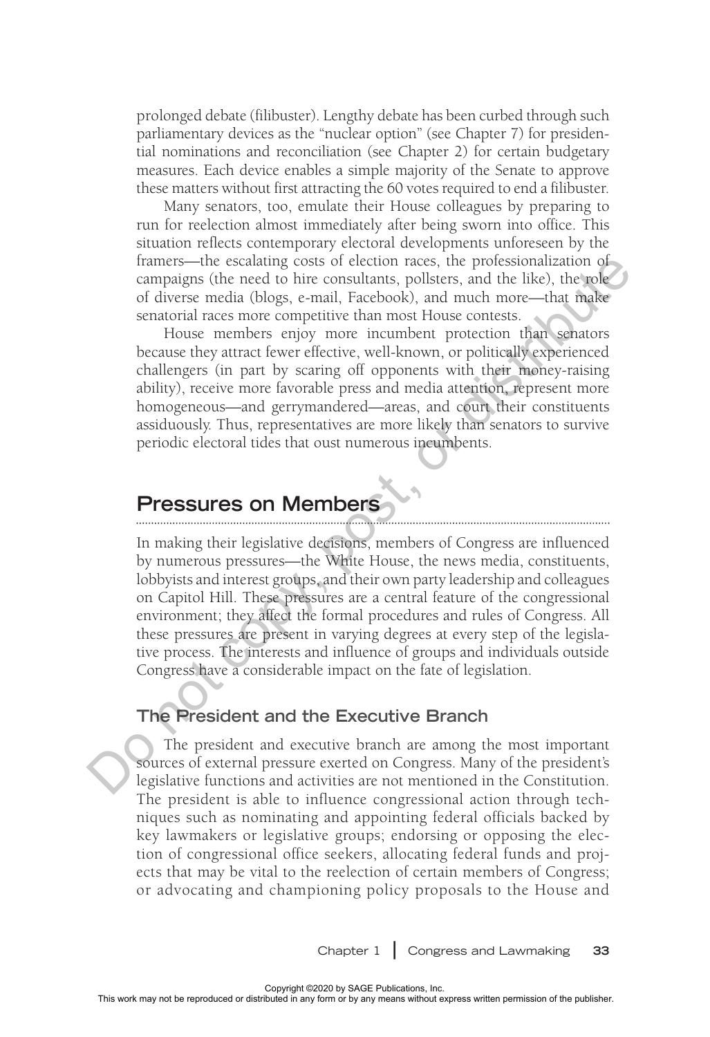prolonged debate (filibuster). Lengthy debate has been curbed through such parliamentary devices as the "nuclear option" (see Chapter 7) for presidential nominations and reconciliation (see Chapter 2) for certain budgetary measures. Each device enables a simple majority of the Senate to approve these matters without first attracting the 60 votes required to end a filibuster.

Many senators, too, emulate their House colleagues by preparing to run for reelection almost immediately after being sworn into office. This situation reflects contemporary electoral developments unforeseen by the framers—the escalating costs of election races, the professionalization of campaigns (the need to hire consultants, pollsters, and the like), the role of diverse media (blogs, e-mail, Facebook), and much more—that make senatorial races more competitive than most House contests.

House members enjoy more incumbent protection than senators because they attract fewer effective, well-known, or politically experienced challengers (in part by scaring off opponents with their money-raising ability), receive more favorable press and media attention, represent more homogeneous—and gerrymandered—areas, and court their constituents assiduously. Thus, representatives are more likely than senators to survive periodic electoral tides that oust numerous incumbents.

## Pressures on Members

In making their legislative decisions, members of Congress are influenced by numerous pressures—the White House, the news media, constituents, lobbyists and interest groups, and their own party leadership and colleagues on Capitol Hill. These pressures are a central feature of the congressional environment; they affect the formal procedures and rules of Congress. All these pressures are present in varying degrees at every step of the legislative process. The interests and influence of groups and individuals outside Congress have a considerable impact on the fate of legislation.

### The President and the Executive Branch

The president and executive branch are among the most important sources of external pressure exerted on Congress. Many of the president's legislative functions and activities are not mentioned in the Constitution. The president is able to influence congressional action through techniques such as nominating and appointing federal officials backed by key lawmakers or legislative groups; endorsing or opposing the election of congressional office seekers, allocating federal funds and projects that may be vital to the reelection of certain members of Congress; or advocating and championing policy proposals to the House and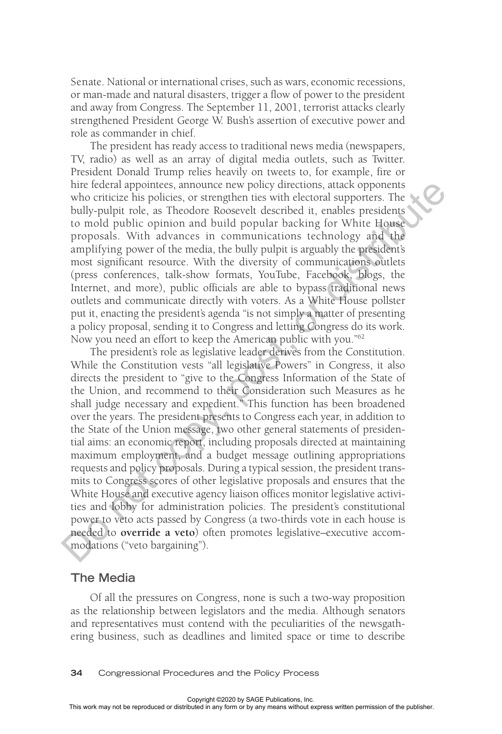Senate. National or international crises, such as wars, economic recessions, or man-made and natural disasters, trigger a flow of power to the president and away from Congress. The September 11, 2001, terrorist attacks clearly strengthened President George W. Bush's assertion of executive power and role as commander in chief.

The president has ready access to traditional news media (newspapers, TV, radio) as well as an array of digital media outlets, such as Twitter. President Donald Trump relies heavily on tweets to, for example, fire or hire federal appointees, announce new policy directions, attack opponents who criticize his policies, or strengthen ties with electoral supporters. The bully-pulpit role, as Theodore Roosevelt described it, enables presidents to mold public opinion and build popular backing for White House proposals. With advances in communications technology and the amplifying power of the media, the bully pulpit is arguably the president's most significant resource. With the diversity of communications outlets (press conferences, talk-show formats, YouTube, Facebook, blogs, the Internet, and more), public officials are able to bypass traditional news outlets and communicate directly with voters. As a White House pollster put it, enacting the president's agenda "is not simply a matter of presenting a policy proposal, sending it to Congress and letting Congress do its work. Now you need an effort to keep the American public with you."[62]

The president's role as legislative leader derives from the Constitution. While the Constitution vests "all legislative Powers" in Congress, it also directs the president to "give to the Congress Information of the State of the Union, and recommend to their Consideration such Measures as he shall judge necessary and expedient." This function has been broadened over the years. The president presents to Congress each year, in addition to the State of the Union message, two other general statements of presidential aims: an economic report, including proposals directed at maintaining maximum employment, and a budget message outlining appropriations requests and policy proposals. During a typical session, the president transmits to Congress scores of other legislative proposals and ensures that the White House and executive agency liaison offices monitor legislative activities and lobby for administration policies. The president's constitutional power to veto acts passed by Congress (a two-thirds vote in each house is needed to **override a veto**) often promotes legislative–executive accommodations ("veto bargaining").

## The Media

Of all the pressures on Congress, none is such a two-way proposition as the relationship between legislators and the media. Although senators and representatives must contend with the peculiarities of the newsgathering business, such as deadlines and limited space or time to describe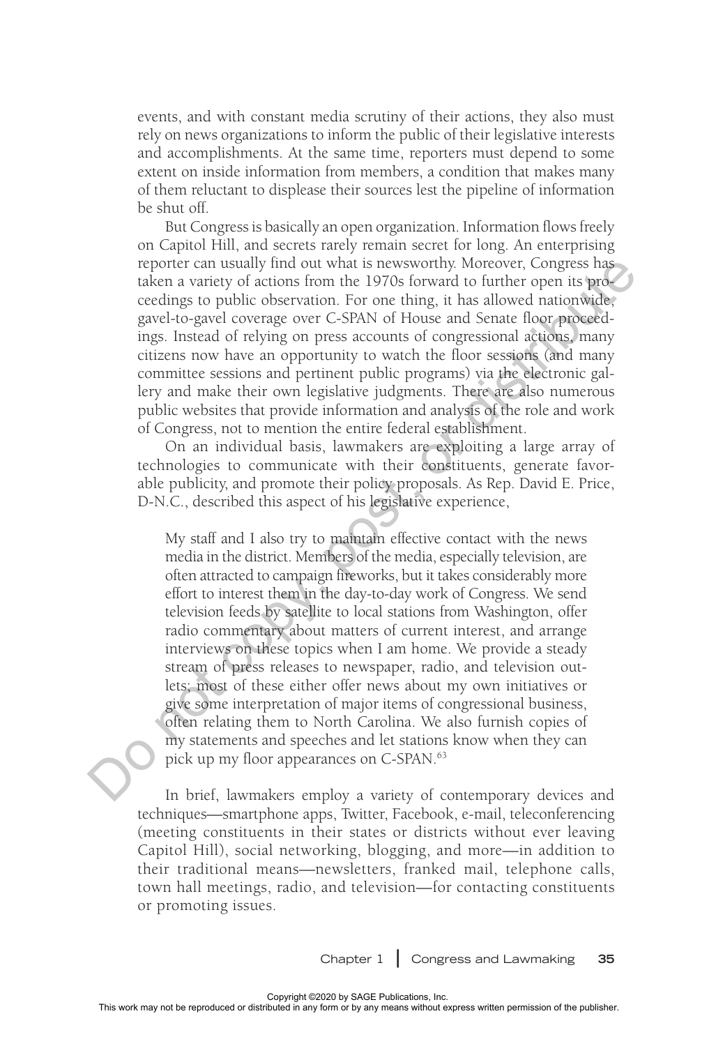events, and with constant media scrutiny of their actions, they also must rely on news organizations to inform the public of their legislative interests and accomplishments. At the same time, reporters must depend to some extent on inside information from members, a condition that makes many of them reluctant to displease their sources lest the pipeline of information be shut off.

But Congress is basically an open organization. Information flows freely on Capitol Hill, and secrets rarely remain secret for long. An enterprising reporter can usually find out what is newsworthy. Moreover, Congress has taken a variety of actions from the 1970s forward to further open its proceedings to public observation. For one thing, it has allowed nationwide, gavel-to-gavel coverage over C-SPAN of House and Senate floor proceedings. Instead of relying on press accounts of congressional actions, many citizens now have an opportunity to watch the floor sessions (and many committee sessions and pertinent public programs) via the electronic gallery and make their own legislative judgments. There are also numerous public websites that provide information and analysis of the role and work of Congress, not to mention the entire federal establishment.

On an individual basis, lawmakers are exploiting a large array of technologies to communicate with their constituents, generate favorable publicity, and promote their policy proposals. As Rep. David E. Price, D-N.C., described this aspect of his legislative experience,

> My staff and I also try to maintain effective contact with the news media in the district. Members of the media, especially television, are often attracted to campaign fireworks, but it takes considerably more effort to interest them in the day-to-day work of Congress. We send television feeds by satellite to local stations from Washington, offer radio commentary about matters of current interest, and arrange interviews on these topics when I am home. We provide a steady stream of press releases to newspaper, radio, and television outlets; most of these either offer news about my own initiatives or give some interpretation of major items of congressional business, often relating them to North Carolina. We also furnish copies of my statements and speeches and let stations know when they can pick up my floor appearances on C-SPAN.[63]

In brief, lawmakers employ a variety of contemporary devices and techniques—smartphone apps, Twitter, Facebook, e-mail, teleconferencing (meeting constituents in their states or districts without ever leaving Capitol Hill), social networking, blogging, and more—in addition to their traditional means—newsletters, franked mail, telephone calls, town hall meetings, radio, and television—for contacting constituents or promoting issues.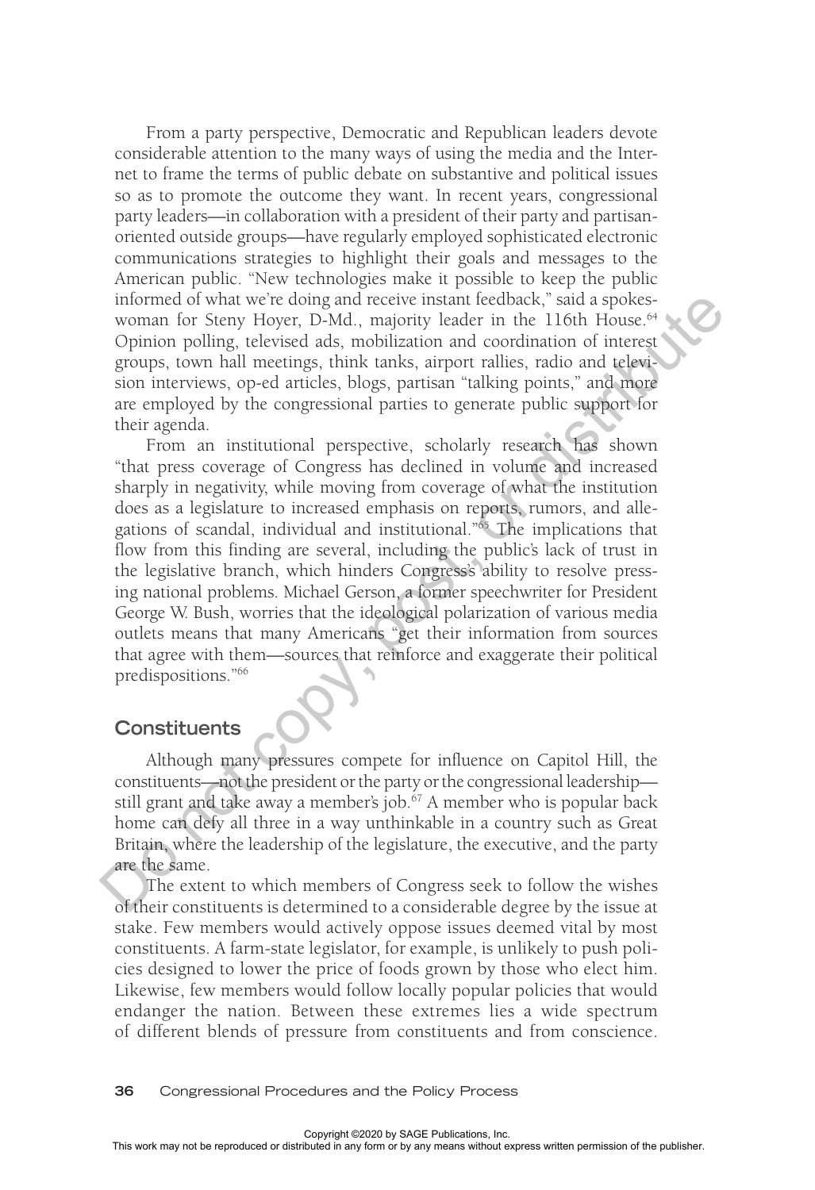From a party perspective, Democratic and Republican leaders devote considerable attention to the many ways of using the media and the Internet to frame the terms of public debate on substantive and political issues so as to promote the outcome they want. In recent years, congressional party leaders—in collaboration with a president of their party and partisan-oriented outside groups—have regularly employed sophisticated electronic communications strategies to highlight their goals and messages to the American public. "New technologies make it possible to keep the public informed of what we're doing and receive instant feedback," said a spokeswoman for Steny Hoyer, D-Md., majority leader in the 116th House.[64] Opinion polling, televised ads, mobilization and coordination of interest groups, town hall meetings, think tanks, airport rallies, radio and television interviews, op-ed articles, blogs, partisan "talking points," and more are employed by the congressional parties to generate public support for their agenda.

From an institutional perspective, scholarly research has shown "that press coverage of Congress has declined in volume and increased sharply in negativity, while moving from coverage of what the institution does as a legislature to increased emphasis on reports, rumors, and allegations of scandal, individual and institutional."[65] The implications that flow from this finding are several, including the public's lack of trust in the legislative branch, which hinders Congress's ability to resolve pressing national problems. Michael Gerson, a former speechwriter for President George W. Bush, worries that the ideological polarization of various media outlets means that many Americans "get their information from sources that agree with them—sources that reinforce and exaggerate their political predispositions."[66]

## Constituents

Although many pressures compete for influence on Capitol Hill, the constituents—not the president or the party or the congressional leadership—still grant and take away a member's job.[67] A member who is popular back home can defy all three in a way unthinkable in a country such as Great Britain, where the leadership of the legislature, the executive, and the party are the same.

The extent to which members of Congress seek to follow the wishes of their constituents is determined to a considerable degree by the issue at stake. Few members would actively oppose issues deemed vital by most constituents. A farm-state legislator, for example, is unlikely to push policies designed to lower the price of foods grown by those who elect him. Likewise, few members would follow locally popular policies that would endanger the nation. Between these extremes lies a wide spectrum of different blends of pressure from constituents and from conscience.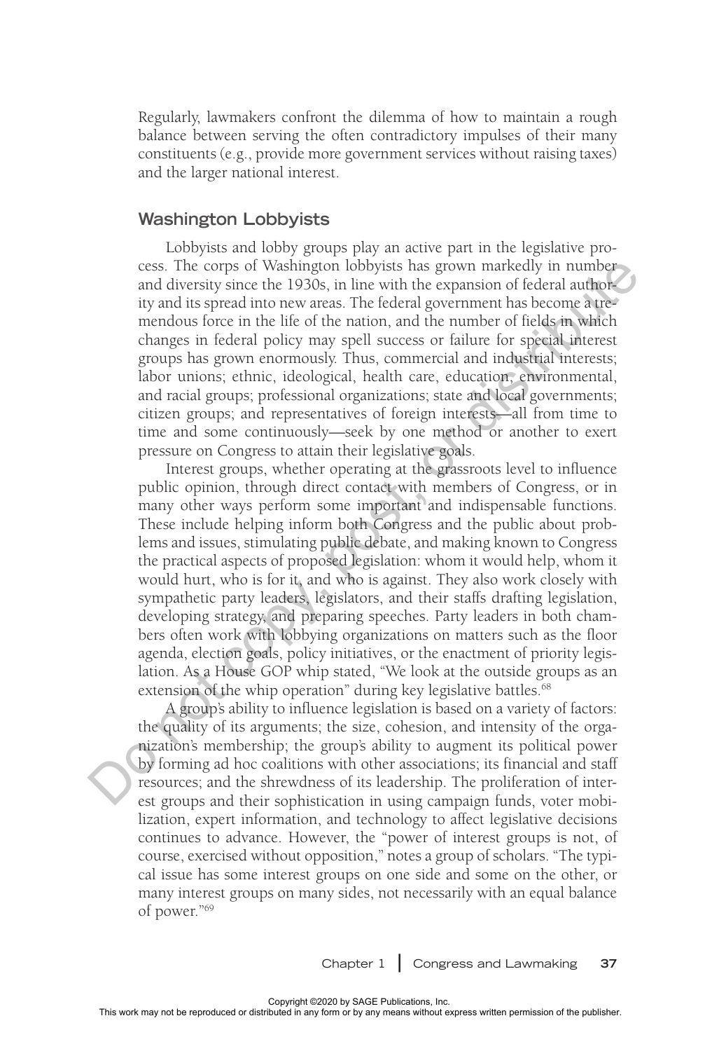Regularly, lawmakers confront the dilemma of how to maintain a rough balance between serving the often contradictory impulses of their many constituents (e.g., provide more government services without raising taxes) and the larger national interest.

## Washington Lobbyists

Lobbyists and lobby groups play an active part in the legislative process. The corps of Washington lobbyists has grown markedly in number and diversity since the 1930s, in line with the expansion of federal authority and its spread into new areas. The federal government has become a tremendous force in the life of the nation, and the number of fields in which changes in federal policy may spell success or failure for special interest groups has grown enormously. Thus, commercial and industrial interests; labor unions; ethnic, ideological, health care, education, environmental, and racial groups; professional organizations; state and local governments; citizen groups; and representatives of foreign interests—all from time to time and some continuously—seek by one method or another to exert pressure on Congress to attain their legislative goals.

Interest groups, whether operating at the grassroots level to influence public opinion, through direct contact with members of Congress, or in many other ways perform some important and indispensable functions. These include helping inform both Congress and the public about problems and issues, stimulating public debate, and making known to Congress the practical aspects of proposed legislation: whom it would help, whom it would hurt, who is for it, and who is against. They also work closely with sympathetic party leaders, legislators, and their staffs drafting legislation, developing strategy, and preparing speeches. Party leaders in both chambers often work with lobbying organizations on matters such as the floor agenda, election goals, policy initiatives, or the enactment of priority legislation. As a House GOP whip stated, "We look at the outside groups as an extension of the whip operation" during key legislative battles.[68]

A group's ability to influence legislation is based on a variety of factors: the quality of its arguments; the size, cohesion, and intensity of the organization's membership; the group's ability to augment its political power by forming ad hoc coalitions with other associations; its financial and staff resources; and the shrewdness of its leadership. The proliferation of interest groups and their sophistication in using campaign funds, voter mobilization, expert information, and technology to affect legislative decisions continues to advance. However, the "power of interest groups is not, of course, exercised without opposition," notes a group of scholars. "The typical issue has some interest groups on one side and some on the other, or many interest groups on many sides, not necessarily with an equal balance of power."[69]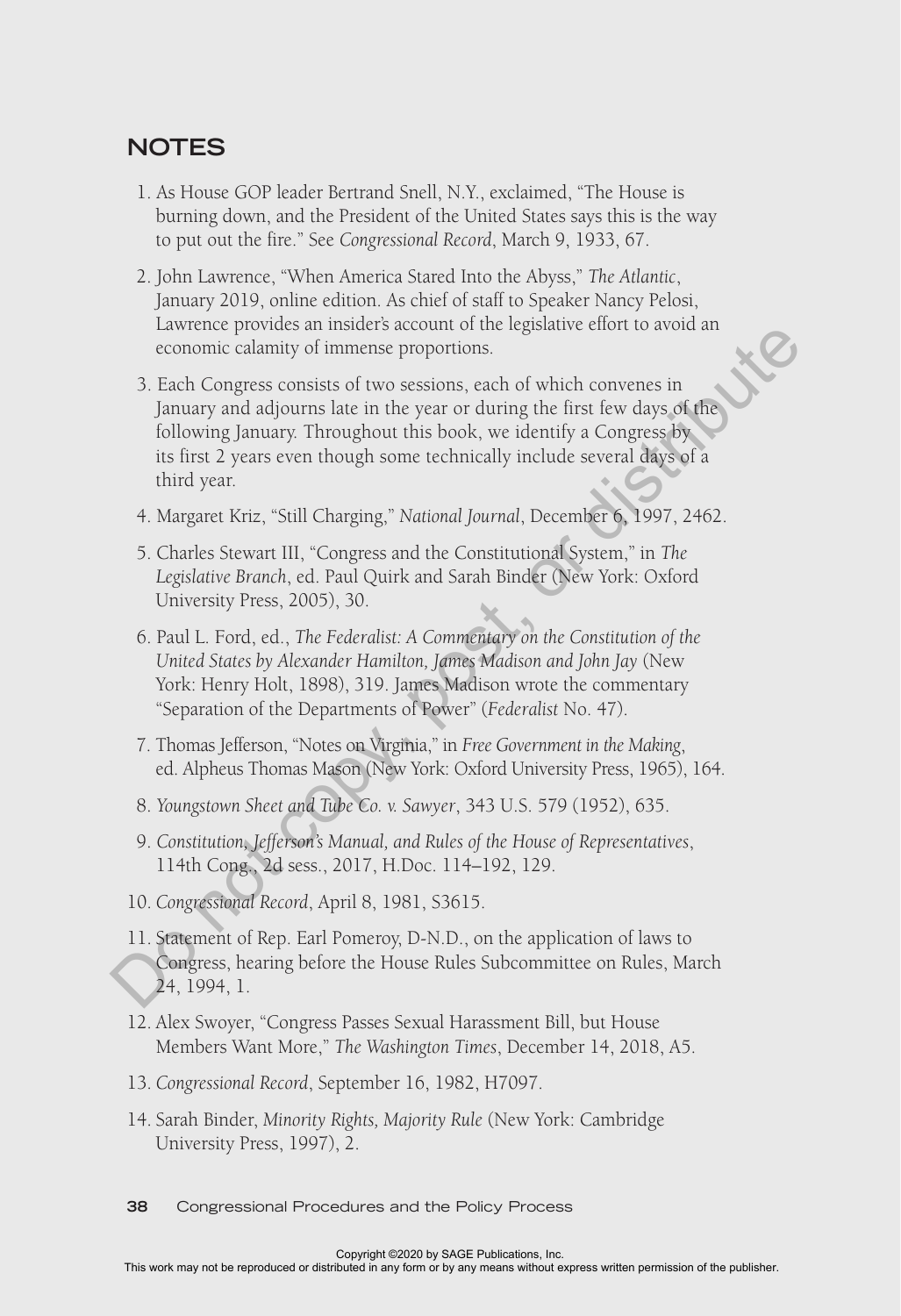## NOTES

1. As House GOP leader Bertrand Snell, N.Y., exclaimed, "The House is burning down, and the President of the United States says this is the way to put out the fire." See *Congressional Record*, March 9, 1933, 67.
2. John Lawrence, "When America Stared Into the Abyss," *The Atlantic*, January 2019, online edition. As chief of staff to Speaker Nancy Pelosi, Lawrence provides an insider's account of the legislative effort to avoid an economic calamity of immense proportions.
3. Each Congress consists of two sessions, each of which convenes in January and adjourns late in the year or during the first few days of the following January. Throughout this book, we identify a Congress by its first 2 years even though some technically include several days of a third year.
4. Margaret Kriz, "Still Charging," *National Journal*, December 6, 1997, 2462.
5. Charles Stewart III, "Congress and the Constitutional System," in *The Legislative Branch*, ed. Paul Quirk and Sarah Binder (New York: Oxford University Press, 2005), 30.
6. Paul L. Ford, ed., *The Federalist: A Commentary on the Constitution of the United States by Alexander Hamilton, James Madison and John Jay* (New York: Henry Holt, 1898), 319. James Madison wrote the commentary "Separation of the Departments of Power" (*Federalist* No. 47).
7. Thomas Jefferson, "Notes on Virginia," in *Free Government in the Making*, ed. Alpheus Thomas Mason (New York: Oxford University Press, 1965), 164.
8. *Youngstown Sheet and Tube Co. v. Sawyer*, 343 U.S. 579 (1952), 635.
9. *Constitution, Jefferson's Manual, and Rules of the House of Representatives*, 114th Cong., 2d sess., 2017, H.Doc. 114–192, 129.
10. *Congressional Record*, April 8, 1981, S3615.
11. Statement of Rep. Earl Pomeroy, D-N.D., on the application of laws to Congress, hearing before the House Rules Subcommittee on Rules, March 24, 1994, 1.
12. Alex Swoyer, "Congress Passes Sexual Harassment Bill, but House Members Want More," *The Washington Times*, December 14, 2018, A5.
13. *Congressional Record*, September 16, 1982, H7097.
14. Sarah Binder, *Minority Rights, Majority Rule* (New York: Cambridge University Press, 1997), 2.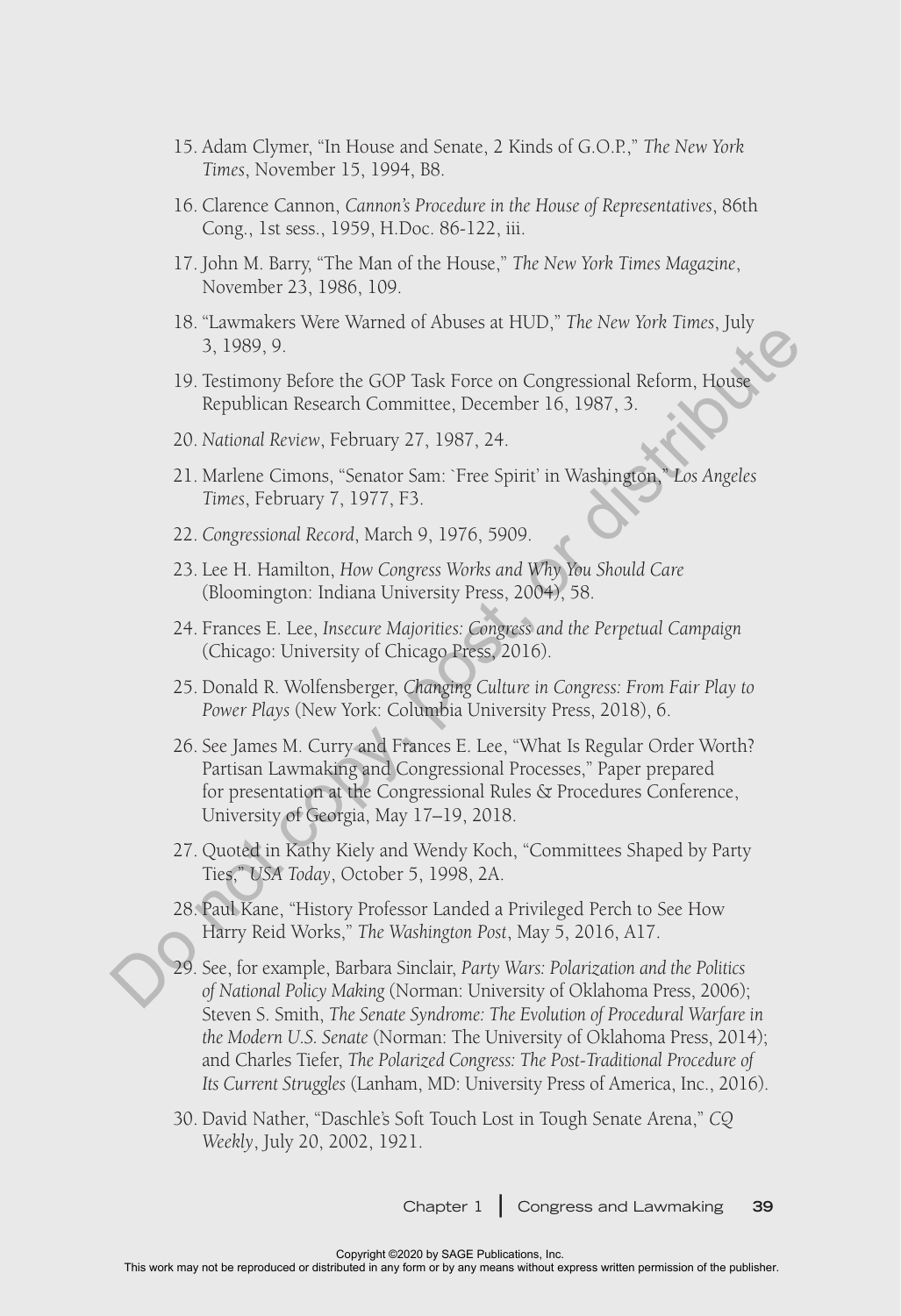15. Adam Clymer, "In House and Senate, 2 Kinds of G.O.P.," *The New York Times*, November 15, 1994, B8.

16. Clarence Cannon, *Cannon's Procedure in the House of Representatives*, 86th Cong., 1st sess., 1959, H.Doc. 86-122, iii.

17. John M. Barry, "The Man of the House," *The New York Times Magazine*, November 23, 1986, 109.

18. "Lawmakers Were Warned of Abuses at HUD," *The New York Times*, July 3, 1989, 9.

19. Testimony Before the GOP Task Force on Congressional Reform, House Republican Research Committee, December 16, 1987, 3.

20. *National Review*, February 27, 1987, 24.

21. Marlene Cimons, "Senator Sam: `Free Spirit' in Washington," *Los Angeles Times*, February 7, 1977, F3.

22. *Congressional Record*, March 9, 1976, 5909.

23. Lee H. Hamilton, *How Congress Works and Why You Should Care* (Bloomington: Indiana University Press, 2004), 58.

24. Frances E. Lee, *Insecure Majorities: Congress and the Perpetual Campaign* (Chicago: University of Chicago Press, 2016).

25. Donald R. Wolfensberger, *Changing Culture in Congress: From Fair Play to Power Plays* (New York: Columbia University Press, 2018), 6.

26. See James M. Curry and Frances E. Lee, "What Is Regular Order Worth? Partisan Lawmaking and Congressional Processes," Paper prepared for presentation at the Congressional Rules & Procedures Conference, University of Georgia, May 17–19, 2018.

27. Quoted in Kathy Kiely and Wendy Koch, "Committees Shaped by Party Ties," *USA Today*, October 5, 1998, 2A.

28. Paul Kane, "History Professor Landed a Privileged Perch to See How Harry Reid Works," *The Washington Post*, May 5, 2016, A17.

29. See, for example, Barbara Sinclair, *Party Wars: Polarization and the Politics of National Policy Making* (Norman: University of Oklahoma Press, 2006); Steven S. Smith, *The Senate Syndrome: The Evolution of Procedural Warfare in the Modern U.S. Senate* (Norman: The University of Oklahoma Press, 2014); and Charles Tiefer, *The Polarized Congress: The Post-Traditional Procedure of Its Current Struggles* (Lanham, MD: University Press of America, Inc., 2016).

30. David Nather, "Daschle's Soft Touch Lost in Tough Senate Arena," *CQ Weekly*, July 20, 2002, 1921.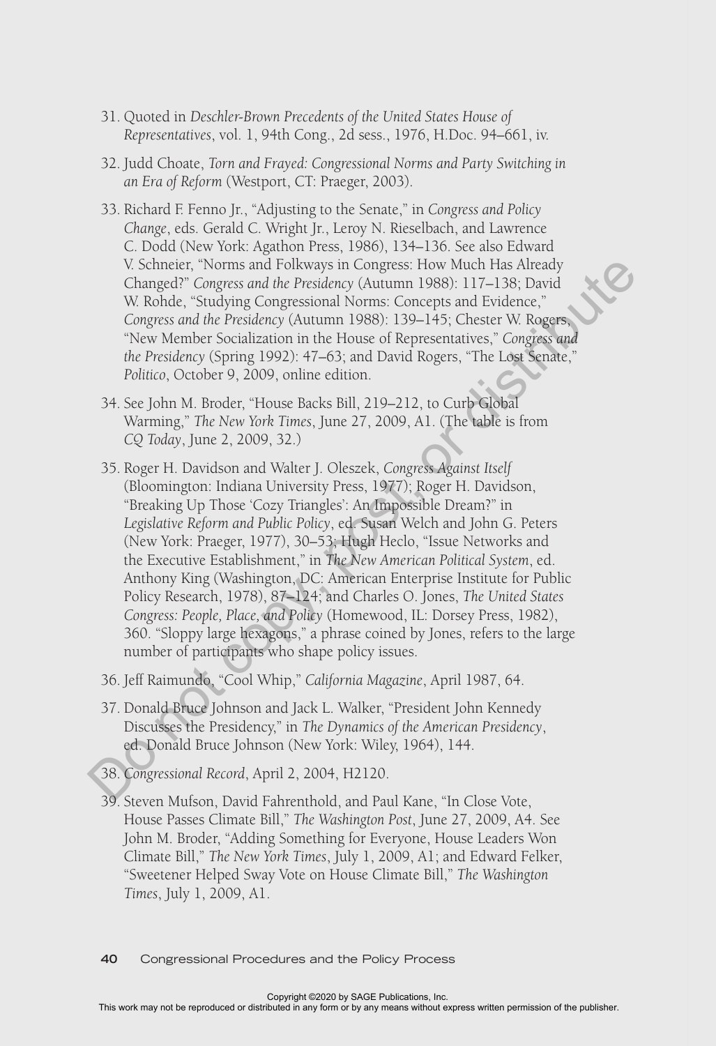31. Quoted in *Deschler-Brown Precedents of the United States House of Representatives*, vol. 1, 94th Cong., 2d sess., 1976, H.Doc. 94–661, iv.

32. Judd Choate, *Torn and Frayed: Congressional Norms and Party Switching in an Era of Reform* (Westport, CT: Praeger, 2003).

33. Richard F. Fenno Jr., "Adjusting to the Senate," in *Congress and Policy Change*, eds. Gerald C. Wright Jr., Leroy N. Rieselbach, and Lawrence C. Dodd (New York: Agathon Press, 1986), 134–136. See also Edward V. Schneier, "Norms and Folkways in Congress: How Much Has Already Changed?" *Congress and the Presidency* (Autumn 1988): 117–138; David W. Rohde, "Studying Congressional Norms: Concepts and Evidence," *Congress and the Presidency* (Autumn 1988): 139–145; Chester W. Rogers, "New Member Socialization in the House of Representatives," *Congress and the Presidency* (Spring 1992): 47–63; and David Rogers, "The Lost Senate," *Politico*, October 9, 2009, online edition.

34. See John M. Broder, "House Backs Bill, 219–212, to Curb Global Warming," *The New York Times*, June 27, 2009, A1. (The table is from *CQ Today*, June 2, 2009, 32.)

35. Roger H. Davidson and Walter J. Oleszek, *Congress Against Itself* (Bloomington: Indiana University Press, 1977); Roger H. Davidson, "Breaking Up Those 'Cozy Triangles': An Impossible Dream?" in *Legislative Reform and Public Policy*, ed. Susan Welch and John G. Peters (New York: Praeger, 1977), 30–53; Hugh Heclo, "Issue Networks and the Executive Establishment," in *The New American Political System*, ed. Anthony King (Washington, DC: American Enterprise Institute for Public Policy Research, 1978), 87–124; and Charles O. Jones, *The United States Congress: People, Place, and Policy* (Homewood, IL: Dorsey Press, 1982), 360. "Sloppy large hexagons," a phrase coined by Jones, refers to the large number of participants who shape policy issues.

36. Jeff Raimundo, "Cool Whip," *California Magazine*, April 1987, 64.

37. Donald Bruce Johnson and Jack L. Walker, "President John Kennedy Discusses the Presidency," in *The Dynamics of the American Presidency*, ed. Donald Bruce Johnson (New York: Wiley, 1964), 144.

38. *Congressional Record*, April 2, 2004, H2120.

39. Steven Mufson, David Fahrenthold, and Paul Kane, "In Close Vote, House Passes Climate Bill," *The Washington Post*, June 27, 2009, A4. See John M. Broder, "Adding Something for Everyone, House Leaders Won Climate Bill," *The New York Times*, July 1, 2009, A1; and Edward Felker, "Sweetener Helped Sway Vote on House Climate Bill," *The Washington Times*, July 1, 2009, A1.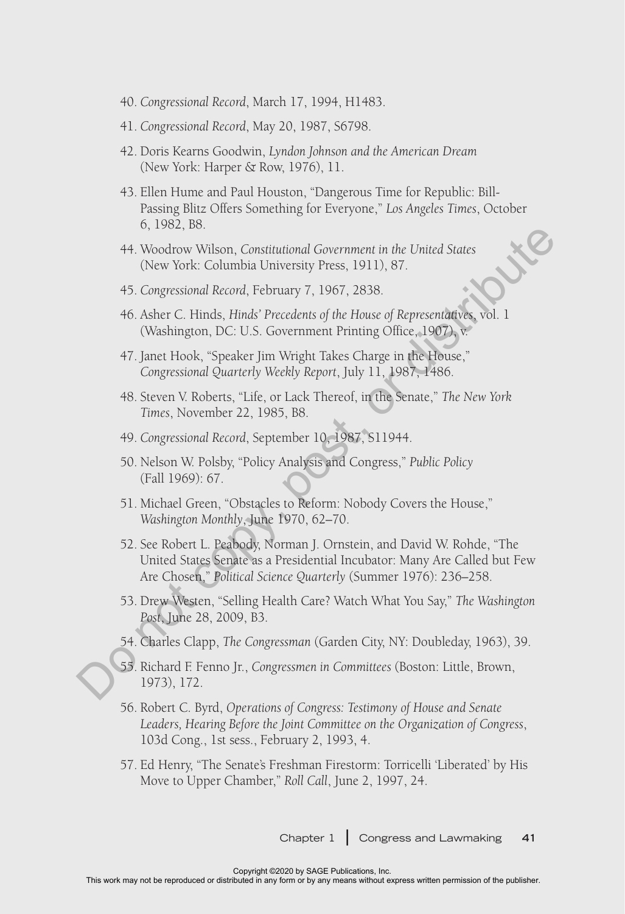40. *Congressional Record*, March 17, 1994, H1483.

41. *Congressional Record*, May 20, 1987, S6798.

42. Doris Kearns Goodwin, *Lyndon Johnson and the American Dream* (New York: Harper & Row, 1976), 11.

43. Ellen Hume and Paul Houston, "Dangerous Time for Republic: Bill-Passing Blitz Offers Something for Everyone," *Los Angeles Times*, October 6, 1982, B8.

44. Woodrow Wilson, *Constitutional Government in the United States* (New York: Columbia University Press, 1911), 87.

45. *Congressional Record*, February 7, 1967, 2838.

46. Asher C. Hinds, *Hinds' Precedents of the House of Representatives*, vol. 1 (Washington, DC: U.S. Government Printing Office, 1907), v.

47. Janet Hook, "Speaker Jim Wright Takes Charge in the House," *Congressional Quarterly Weekly Report*, July 11, 1987, 1486.

48. Steven V. Roberts, "Life, or Lack Thereof, in the Senate," *The New York Times*, November 22, 1985, B8.

49. *Congressional Record*, September 10, 1987, S11944.

50. Nelson W. Polsby, "Policy Analysis and Congress," *Public Policy* (Fall 1969): 67.

51. Michael Green, "Obstacles to Reform: Nobody Covers the House," *Washington Monthly*, June 1970, 62–70.

52. See Robert L. Peabody, Norman J. Ornstein, and David W. Rohde, "The United States Senate as a Presidential Incubator: Many Are Called but Few Are Chosen," *Political Science Quarterly* (Summer 1976): 236–258.

53. Drew Westen, "Selling Health Care? Watch What You Say," *The Washington Post*, June 28, 2009, B3.

54. Charles Clapp, *The Congressman* (Garden City, NY: Doubleday, 1963), 39.

55. Richard F. Fenno Jr., *Congressmen in Committees* (Boston: Little, Brown, 1973), 172.

56. Robert C. Byrd, *Operations of Congress: Testimony of House and Senate Leaders, Hearing Before the Joint Committee on the Organization of Congress*, 103d Cong., 1st sess., February 2, 1993, 4.

57. Ed Henry, "The Senate's Freshman Firestorm: Torricelli 'Liberated' by His Move to Upper Chamber," *Roll Call*, June 2, 1997, 24.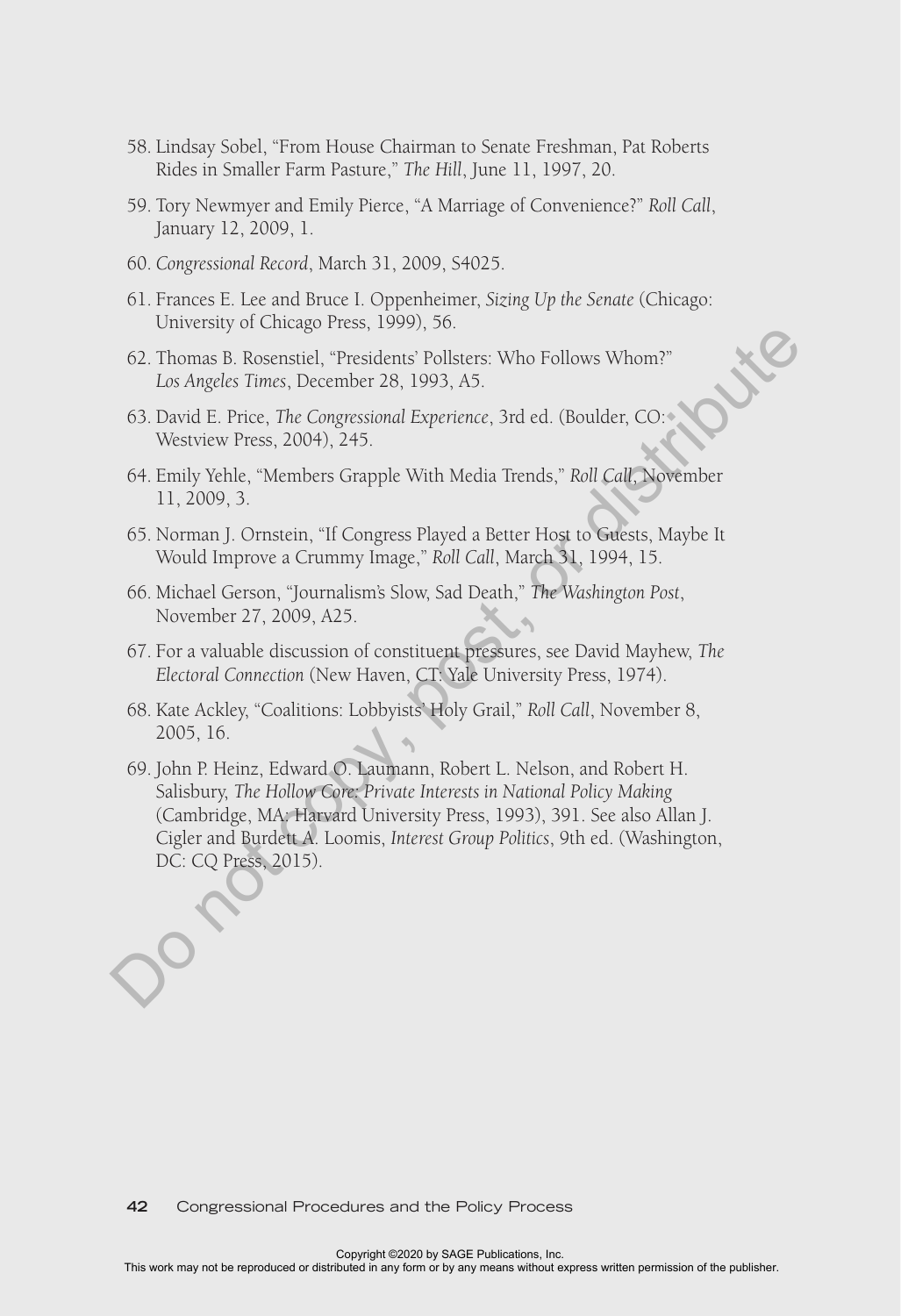58. Lindsay Sobel, "From House Chairman to Senate Freshman, Pat Roberts Rides in Smaller Farm Pasture," *The Hill*, June 11, 1997, 20.

59. Tory Newmyer and Emily Pierce, "A Marriage of Convenience?" *Roll Call*, January 12, 2009, 1.

60. *Congressional Record*, March 31, 2009, S4025.

61. Frances E. Lee and Bruce I. Oppenheimer, *Sizing Up the Senate* (Chicago: University of Chicago Press, 1999), 56.

62. Thomas B. Rosenstiel, "Presidents' Pollsters: Who Follows Whom?" *Los Angeles Times*, December 28, 1993, A5.

63. David E. Price, *The Congressional Experience*, 3rd ed. (Boulder, CO: Westview Press, 2004), 245.

64. Emily Yehle, "Members Grapple With Media Trends," *Roll Call*, November 11, 2009, 3.

65. Norman J. Ornstein, "If Congress Played a Better Host to Guests, Maybe It Would Improve a Crummy Image," *Roll Call*, March 31, 1994, 15.

66. Michael Gerson, "Journalism's Slow, Sad Death," *The Washington Post*, November 27, 2009, A25.

67. For a valuable discussion of constituent pressures, see David Mayhew, *The Electoral Connection* (New Haven, CT: Yale University Press, 1974).

68. Kate Ackley, "Coalitions: Lobbyists' Holy Grail," *Roll Call*, November 8, 2005, 16.

69. John P. Heinz, Edward O. Laumann, Robert L. Nelson, and Robert H. Salisbury, *The Hollow Core: Private Interests in National Policy Making* (Cambridge, MA: Harvard University Press, 1993), 391. See also Allan J. Cigler and Burdett A. Loomis, *Interest Group Politics*, 9th ed. (Washington, DC: CQ Press, 2015).